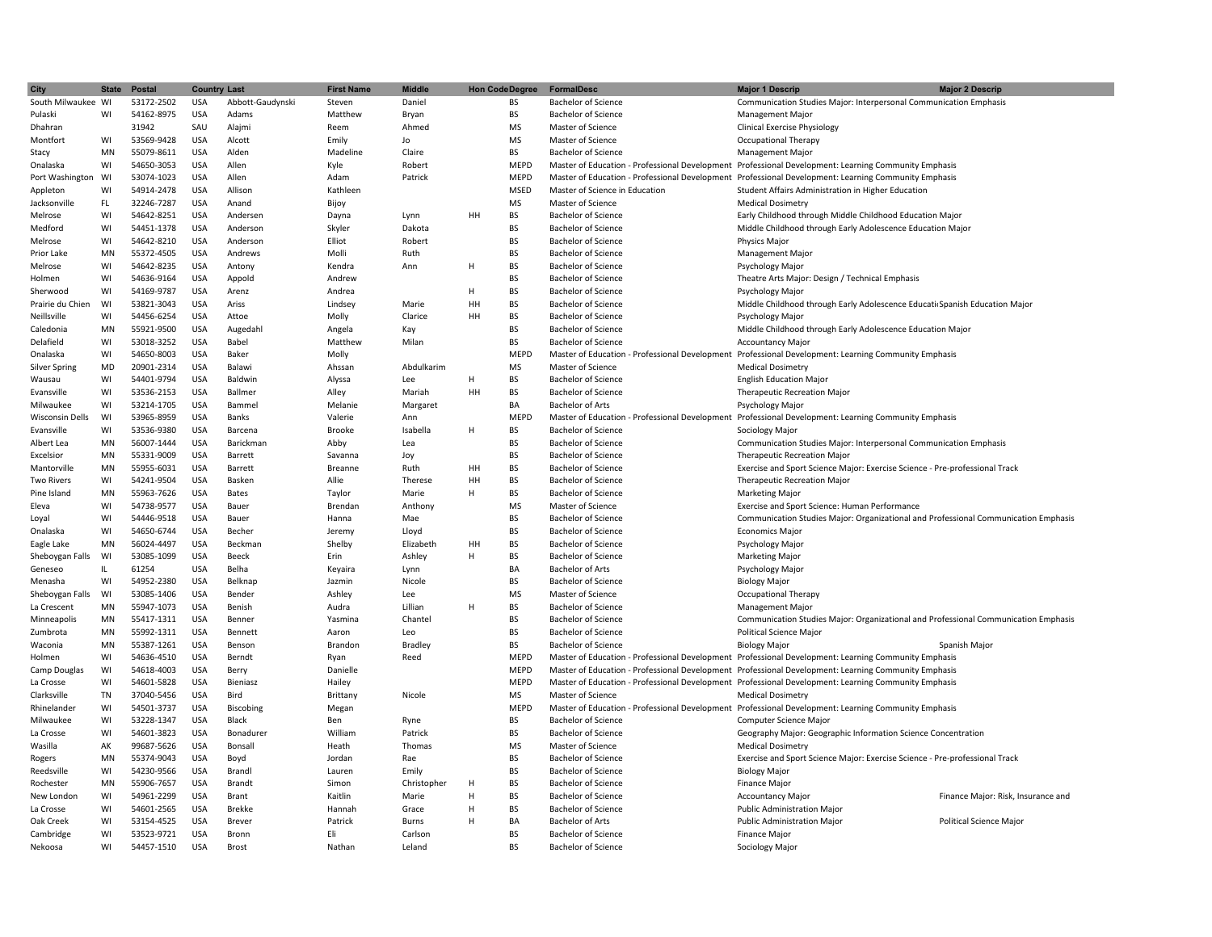| City | State | Postal | Country | Last | First Name | Middle | Hon Code | Degree | FormalDesc | Major 1 Descrip | Major 2 Descrip |
|---|---|---|---|---|---|---|---|---|---|---|---|
| South Milwaukee | WI | 53172-2502 | USA | Abbott-Gaudynski | Steven | Daniel | | BS | Bachelor of Science | Communication Studies Major: Interpersonal Communication Emphasis | |
| Pulaski | WI | 54162-8975 | USA | Adams | Matthew | Bryan | | BS | Bachelor of Science | Management Major | |
| Dhahran | | 31942 | SAU | Alajmi | Reem | Ahmed | | MS | Master of Science | Clinical Exercise Physiology | |
| Montfort | WI | 53569-9428 | USA | Alcott | Emily | Jo | | MS | Master of Science | Occupational Therapy | |
| Stacy | MN | 55079-8611 | USA | Alden | Madeline | Claire | | BS | Bachelor of Science | Management Major | |
| Onalaska | WI | 54650-3053 | USA | Allen | Kyle | Robert | | MEPD | Master of Education - Professional Development | Professional Development: Learning Community Emphasis | |
| Port Washington | WI | 53074-1023 | USA | Allen | Adam | Patrick | | MEPD | Master of Education - Professional Development | Professional Development: Learning Community Emphasis | |
| Appleton | WI | 54914-2478 | USA | Allison | Kathleen | | | MSED | Master of Science in Education | Student Affairs Administration in Higher Education | |
| Jacksonville | FL | 32246-7287 | USA | Anand | Bijoy | | | MS | Master of Science | Medical Dosimetry | |
| Melrose | WI | 54642-8251 | USA | Andersen | Dayna | Lynn | HH | BS | Bachelor of Science | Early Childhood through Middle Childhood Education Major | |
| Medford | WI | 54451-1378 | USA | Anderson | Skyler | Dakota | | BS | Bachelor of Science | Middle Childhood through Early Adolescence Education Major | |
| Melrose | WI | 54642-8210 | USA | Anderson | Elliot | Robert | | BS | Bachelor of Science | Physics Major | |
| Prior Lake | MN | 55372-4505 | USA | Andrews | Molli | Ruth | | BS | Bachelor of Science | Management Major | |
| Melrose | WI | 54642-8235 | USA | Antony | Kendra | Ann | H | BS | Bachelor of Science | Psychology Major | |
| Holmen | WI | 54636-9164 | USA | Appold | Andrew | | | BS | Bachelor of Science | Theatre Arts Major: Design / Technical Emphasis | |
| Sherwood | WI | 54169-9787 | USA | Arenz | Andrea | | H | BS | Bachelor of Science | Psychology Major | |
| Prairie du Chien | WI | 53821-3043 | USA | Ariss | Lindsey | Marie | HH | BS | Bachelor of Science | Middle Childhood through Early Adolescence Educati | Spanish Education Major |
| Neillsville | WI | 54456-6254 | USA | Attoe | Molly | Clarice | HH | BS | Bachelor of Science | Psychology Major | |
| Caledonia | MN | 55921-9500 | USA | Augedahl | Angela | Kay | | BS | Bachelor of Science | Middle Childhood through Early Adolescence Education Major | |
| Delafield | WI | 53018-3252 | USA | Babel | Matthew | Milan | | BS | Bachelor of Science | Accountancy Major | |
| Onalaska | WI | 54650-8003 | USA | Baker | Molly | | | MEPD | Master of Education - Professional Development | Professional Development: Learning Community Emphasis | |
| Silver Spring | MD | 20901-2314 | USA | Balawi | Ahssan | Abdulkarim | | MS | Master of Science | Medical Dosimetry | |
| Wausau | WI | 54401-9794 | USA | Baldwin | Alyssa | Lee | H | BS | Bachelor of Science | English Education Major | |
| Evansville | WI | 53536-2153 | USA | Ballmer | Alley | Mariah | HH | BS | Bachelor of Science | Therapeutic Recreation Major | |
| Milwaukee | WI | 53214-1705 | USA | Bammel | Melanie | Margaret | | BA | Bachelor of Arts | Psychology Major | |
| Wisconsin Dells | WI | 53965-8959 | USA | Banks | Valerie | Ann | | MEPD | Master of Education - Professional Development | Professional Development: Learning Community Emphasis | |
| Evansville | WI | 53536-9380 | USA | Barcena | Brooke | Isabella | H | BS | Bachelor of Science | Sociology Major | |
| Albert Lea | MN | 56007-1444 | USA | Barickman | Abby | Lea | | BS | Bachelor of Science | Communication Studies Major: Interpersonal Communication Emphasis | |
| Excelsior | MN | 55331-9009 | USA | Barrett | Savanna | Joy | | BS | Bachelor of Science | Therapeutic Recreation Major | |
| Mantorville | MN | 55955-6031 | USA | Barrett | Breanne | Ruth | HH | BS | Bachelor of Science | Exercise and Sport Science Major: Exercise Science - Pre-professional Track | |
| Two Rivers | WI | 54241-9504 | USA | Basken | Allie | Therese | HH | BS | Bachelor of Science | Therapeutic Recreation Major | |
| Pine Island | MN | 55963-7626 | USA | Bates | Taylor | Marie | H | BS | Bachelor of Science | Marketing Major | |
| Eleva | WI | 54738-9577 | USA | Bauer | Brendan | Anthony | | MS | Master of Science | Exercise and Sport Science: Human Performance | |
| Loyal | WI | 54446-9518 | USA | Bauer | Hanna | Mae | | BS | Bachelor of Science | Communication Studies Major: Organizational and Professional Communication Emphasis | |
| Onalaska | WI | 54650-6744 | USA | Becher | Jeremy | Lloyd | | BS | Bachelor of Science | Economics Major | |
| Eagle Lake | MN | 56024-4497 | USA | Beckman | Shelby | Elizabeth | HH | BS | Bachelor of Science | Psychology Major | |
| Sheboygan Falls | WI | 53085-1099 | USA | Beeck | Erin | Ashley | H | BS | Bachelor of Science | Marketing Major | |
| Geneseo | IL | 61254 | USA | Belha | Keyaira | Lynn | | BA | Bachelor of Arts | Psychology Major | |
| Menasha | WI | 54952-2380 | USA | Belknap | Jazmin | Nicole | | BS | Bachelor of Science | Biology Major | |
| Sheboygan Falls | WI | 53085-1406 | USA | Bender | Ashley | Lee | | MS | Master of Science | Occupational Therapy | |
| La Crescent | MN | 55947-1073 | USA | Benish | Audra | Lillian | H | BS | Bachelor of Science | Management Major | |
| Minneapolis | MN | 55417-1311 | USA | Benner | Yasmina | Chantel | | BS | Bachelor of Science | Communication Studies Major: Organizational and Professional Communication Emphasis | |
| Zumbrota | MN | 55992-1311 | USA | Bennett | Aaron | Leo | | BS | Bachelor of Science | Political Science Major | |
| Waconia | MN | 55387-1261 | USA | Benson | Brandon | Bradley | | BS | Bachelor of Science | Biology Major | Spanish Major |
| Holmen | WI | 54636-4510 | USA | Berndt | Ryan | Reed | | MEPD | Master of Education - Professional Development | Professional Development: Learning Community Emphasis | |
| Camp Douglas | WI | 54618-4003 | USA | Berry | Danielle | | | MEPD | Master of Education - Professional Development | Professional Development: Learning Community Emphasis | |
| La Crosse | WI | 54601-5828 | USA | Bieniasz | Hailey | | | MEPD | Master of Education - Professional Development | Professional Development: Learning Community Emphasis | |
| Clarksville | TN | 37040-5456 | USA | Bird | Brittany | Nicole | | MS | Master of Science | Medical Dosimetry | |
| Rhinelander | WI | 54501-3737 | USA | Biscobing | Megan | | | MEPD | Master of Education - Professional Development | Professional Development: Learning Community Emphasis | |
| Milwaukee | WI | 53228-1347 | USA | Black | Ben | Ryne | | BS | Bachelor of Science | Computer Science Major | |
| La Crosse | WI | 54601-3823 | USA | Bonadurer | William | Patrick | | BS | Bachelor of Science | Geography Major: Geographic Information Science Concentration | |
| Wasilla | AK | 99687-5626 | USA | Bonsall | Heath | Thomas | | MS | Master of Science | Medical Dosimetry | |
| Rogers | MN | 55374-9043 | USA | Boyd | Jordan | Rae | | BS | Bachelor of Science | Exercise and Sport Science Major: Exercise Science - Pre-professional Track | |
| Reedsville | WI | 54230-9566 | USA | Brandl | Lauren | Emily | | BS | Bachelor of Science | Biology Major | |
| Rochester | MN | 55906-7657 | USA | Brandt | Simon | Christopher | H | BS | Bachelor of Science | Finance Major | |
| New London | WI | 54961-2299 | USA | Brant | Kaitlin | Marie | H | BS | Bachelor of Science | Accountancy Major | Finance Major: Risk, Insurance and |
| La Crosse | WI | 54601-2565 | USA | Brekke | Hannah | Grace | H | BS | Bachelor of Science | Public Administration Major | |
| Oak Creek | WI | 53154-4525 | USA | Brever | Patrick | Burns | H | BA | Bachelor of Arts | Public Administration Major | Political Science Major |
| Cambridge | WI | 53523-9721 | USA | Bronn | Eli | Carlson | | BS | Bachelor of Science | Finance Major | |
| Nekoosa | WI | 54457-1510 | USA | Brost | Nathan | Leland | | BS | Bachelor of Science | Sociology Major | |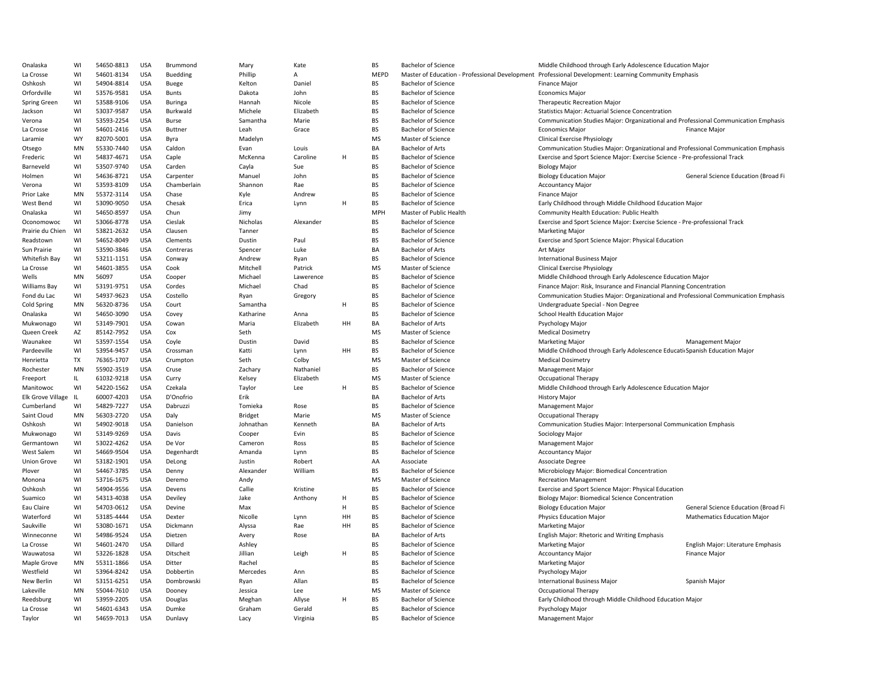| | | | | | | | | | | | |
|---|---|---|---|---|---|---|---|---|---|---|---|
| Onalaska | WI | 54650-8813 | USA | Brummond | Mary | Kate | | BS | Bachelor of Science | Middle Childhood through Early Adolescence Education Major | |
| La Crosse | WI | 54601-8134 | USA | Buedding | Phillip | A | | MEPD | Master of Education - Professional Development | Professional Development: Learning Community Emphasis | |
| Oshkosh | WI | 54904-8814 | USA | Buege | Kelton | Daniel | | BS | Bachelor of Science | Finance Major | |
| Orfordville | WI | 53576-9581 | USA | Bunts | Dakota | John | | BS | Bachelor of Science | Economics Major | |
| Spring Green | WI | 53588-9106 | USA | Buringa | Hannah | Nicole | | BS | Bachelor of Science | Therapeutic Recreation Major | |
| Jackson | WI | 53037-9587 | USA | Burkwald | Michele | Elizabeth | | BS | Bachelor of Science | Statistics Major: Actuarial Science Concentration | |
| Verona | WI | 53593-2254 | USA | Burse | Samantha | Marie | | BS | Bachelor of Science | Communication Studies Major: Organizational and Professional Communication Emphasis | |
| La Crosse | WI | 54601-2416 | USA | Buttner | Leah | Grace | | BS | Bachelor of Science | Economics Major | Finance Major |
| Laramie | WY | 82070-5001 | USA | Byra | Madelyn | | | MS | Master of Science | Clinical Exercise Physiology | |
| Otsego | MN | 55330-7440 | USA | Caldon | Evan | Louis | | BA | Bachelor of Arts | Communication Studies Major: Organizational and Professional Communication Emphasis | |
| Frederic | WI | 54837-4671 | USA | Caple | McKenna | Caroline | H | BS | Bachelor of Science | Exercise and Sport Science Major: Exercise Science - Pre-professional Track | |
| Barneveld | WI | 53507-9740 | USA | Carden | Cayla | Sue | | BS | Bachelor of Science | Biology Major | |
| Holmen | WI | 54636-8721 | USA | Carpenter | Manuel | John | | BS | Bachelor of Science | Biology Education Major | General Science Education (Broad Fi |
| Verona | WI | 53593-8109 | USA | Chamberlain | Shannon | Rae | | BS | Bachelor of Science | Accountancy Major | |
| Prior Lake | MN | 55372-3114 | USA | Chase | Kyle | Andrew | | BS | Bachelor of Science | Finance Major | |
| West Bend | WI | 53090-9050 | USA | Chesak | Erica | Lynn | H | BS | Bachelor of Science | Early Childhood through Middle Childhood Education Major | |
| Onalaska | WI | 54650-8597 | USA | Chun | Jimy | | | MPH | Master of Public Health | Community Health Education: Public Health | |
| Oconomowoc | WI | 53066-8778 | USA | Cieslak | Nicholas | Alexander | | BS | Bachelor of Science | Exercise and Sport Science Major: Exercise Science - Pre-professional Track | |
| Prairie du Chien | WI | 53821-2632 | USA | Clausen | Tanner | | | BS | Bachelor of Science | Marketing Major | |
| Readstown | WI | 54652-8049 | USA | Clements | Dustin | Paul | | BS | Bachelor of Science | Exercise and Sport Science Major: Physical Education | |
| Sun Prairie | WI | 53590-3846 | USA | Contreras | Spencer | Luke | | BA | Bachelor of Arts | Art Major | |
| Whitefish Bay | WI | 53211-1151 | USA | Conway | Andrew | Ryan | | BS | Bachelor of Science | International Business Major | |
| La Crosse | WI | 54601-3855 | USA | Cook | Mitchell | Patrick | | MS | Master of Science | Clinical Exercise Physiology | |
| Wells | MN | 56097 | USA | Cooper | Michael | Lawerence | | BS | Bachelor of Science | Middle Childhood through Early Adolescence Education Major | |
| Williams Bay | WI | 53191-9751 | USA | Cordes | Michael | Chad | | BS | Bachelor of Science | Finance Major: Risk, Insurance and Financial Planning Concentration | |
| Fond du Lac | WI | 54937-9623 | USA | Costello | Ryan | Gregory | | BS | Bachelor of Science | Communication Studies Major: Organizational and Professional Communication Emphasis | |
| Cold Spring | MN | 56320-8736 | USA | Court | Samantha | | H | BS | Bachelor of Science | Undergraduate Special - Non Degree | |
| Onalaska | WI | 54650-3090 | USA | Covey | Katharine | Anna | | BS | Bachelor of Science | School Health Education Major | |
| Mukwonago | WI | 53149-7901 | USA | Cowan | Maria | Elizabeth | HH | BA | Bachelor of Arts | Psychology Major | |
| Queen Creek | AZ | 85142-7952 | USA | Cox | Seth | | | MS | Master of Science | Medical Dosimetry | |
| Waunakee | WI | 53597-1554 | USA | Coyle | Dustin | David | | BS | Bachelor of Science | Marketing Major | Management Major |
| Pardeeville | WI | 53954-9457 | USA | Crossman | Katti | Lynn | HH | BS | Bachelor of Science | Middle Childhood through Early Adolescence Educati | Spanish Education Major |
| Henrietta | TX | 76365-1707 | USA | Crumpton | Seth | Colby | | MS | Master of Science | Medical Dosimetry | |
| Rochester | MN | 55902-3519 | USA | Cruse | Zachary | Nathaniel | | BS | Bachelor of Science | Management Major | |
| Freeport | IL | 61032-9218 | USA | Curry | Kelsey | Elizabeth | | MS | Master of Science | Occupational Therapy | |
| Manitowoc | WI | 54220-1562 | USA | Czekala | Taylor | Lee | H | BS | Bachelor of Science | Middle Childhood through Early Adolescence Education Major | |
| Elk Grove Village | IL | 60007-4203 | USA | D'Onofrio | Erik | | | BA | Bachelor of Arts | History Major | |
| Cumberland | WI | 54829-7227 | USA | Dabruzzi | Tomieka | Rose | | BS | Bachelor of Science | Management Major | |
| Saint Cloud | MN | 56303-2720 | USA | Daly | Bridget | Marie | | MS | Master of Science | Occupational Therapy | |
| Oshkosh | WI | 54902-9018 | USA | Danielson | Johnathan | Kenneth | | BA | Bachelor of Arts | Communication Studies Major: Interpersonal Communication Emphasis | |
| Mukwonago | WI | 53149-9269 | USA | Davis | Cooper | Evin | | BS | Bachelor of Science | Sociology Major | |
| Germantown | WI | 53022-4262 | USA | De Vor | Cameron | Ross | | BS | Bachelor of Science | Management Major | |
| West Salem | WI | 54669-9504 | USA | Degenhardt | Amanda | Lynn | | BS | Bachelor of Science | Accountancy Major | |
| Union Grove | WI | 53182-1901 | USA | DeLong | Justin | Robert | | AA | Associate | Associate Degree | |
| Plover | WI | 54467-3785 | USA | Denny | Alexander | William | | BS | Bachelor of Science | Microbiology Major: Biomedical Concentration | |
| Monona | WI | 53716-1675 | USA | Deremo | Andy | | | MS | Master of Science | Recreation Management | |
| Oshkosh | WI | 54904-9556 | USA | Devens | Callie | Kristine | | BS | Bachelor of Science | Exercise and Sport Science Major: Physical Education | |
| Suamico | WI | 54313-4038 | USA | Deviley | Jake | Anthony | H | BS | Bachelor of Science | Biology Major: Biomedical Science Concentration | |
| Eau Claire | WI | 54703-0612 | USA | Devine | Max | | H | BS | Bachelor of Science | Biology Education Major | General Science Education (Broad Fi |
| Waterford | WI | 53185-4444 | USA | Dexter | Nicolle | Lynn | HH | BS | Bachelor of Science | Physics Education Major | Mathematics Education Major |
| Saukville | WI | 53080-1671 | USA | Dickmann | Alyssa | Rae | HH | BS | Bachelor of Science | Marketing Major | |
| Winneconne | WI | 54986-9524 | USA | Dietzen | Avery | Rose | | BA | Bachelor of Arts | English Major: Rhetoric and Writing Emphasis | |
| La Crosse | WI | 54601-2470 | USA | Dillard | Ashley | | | BS | Bachelor of Science | Marketing Major | English Major: Literature Emphasis |
| Wauwatosa | WI | 53226-1828 | USA | Ditscheit | Jillian | Leigh | H | BS | Bachelor of Science | Accountancy Major | Finance Major |
| Maple Grove | MN | 55311-1866 | USA | Ditter | Rachel | | | BS | Bachelor of Science | Marketing Major | |
| Westfield | WI | 53964-8242 | USA | Dobbertin | Mercedes | Ann | | BS | Bachelor of Science | Psychology Major | |
| New Berlin | WI | 53151-6251 | USA | Dombrowski | Ryan | Allan | | BS | Bachelor of Science | International Business Major | Spanish Major |
| Lakeville | MN | 55044-7610 | USA | Dooney | Jessica | Lee | | MS | Master of Science | Occupational Therapy | |
| Reedsburg | WI | 53959-2205 | USA | Douglas | Meghan | Allyse | H | BS | Bachelor of Science | Early Childhood through Middle Childhood Education Major | |
| La Crosse | WI | 54601-6343 | USA | Dumke | Graham | Gerald | | BS | Bachelor of Science | Psychology Major | |
| Taylor | WI | 54659-7013 | USA | Dunlavy | Lacy | Virginia | | BS | Bachelor of Science | Management Major | |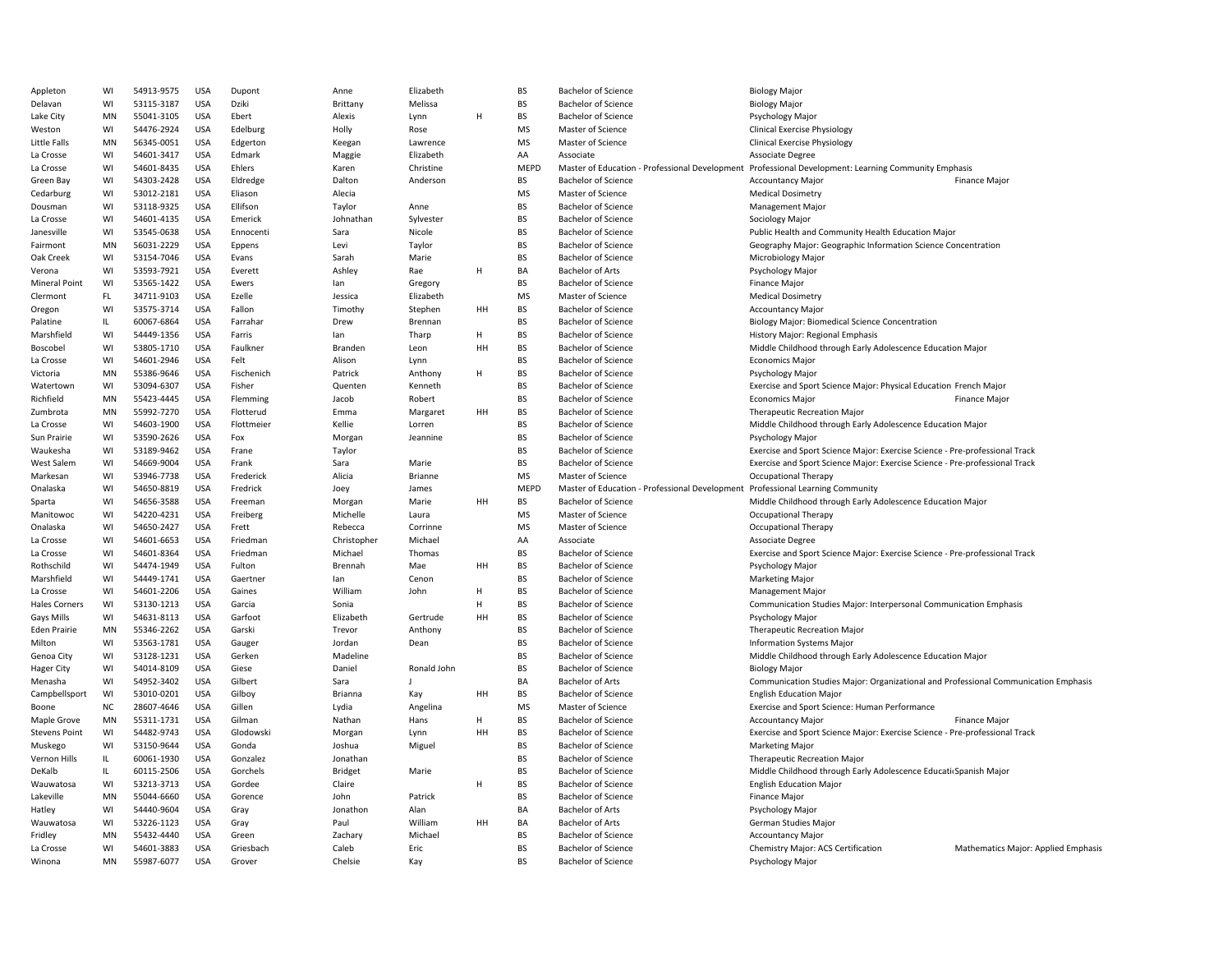| | | | | | | | | | | | |
|---|---|---|---|---|---|---|---|---|---|---|---|
| Appleton | WI | 54913-9575 | USA | Dupont | Anne | Elizabeth | | BS | Bachelor of Science | Biology Major | |
| Delavan | WI | 53115-3187 | USA | Dziki | Brittany | Melissa | | BS | Bachelor of Science | Biology Major | |
| Lake City | MN | 55041-3105 | USA | Ebert | Alexis | Lynn | H | BS | Bachelor of Science | Psychology Major | |
| Weston | WI | 54476-2924 | USA | Edelburg | Holly | Rose | | MS | Master of Science | Clinical Exercise Physiology | |
| Little Falls | MN | 56345-0051 | USA | Edgerton | Keegan | Lawrence | | MS | Master of Science | Clinical Exercise Physiology | |
| La Crosse | WI | 54601-3417 | USA | Edmark | Maggie | Elizabeth | | AA | Associate | Associate Degree | |
| La Crosse | WI | 54601-8435 | USA | Ehlers | Karen | Christine | | MEPD | Master of Education - Professional Development | Professional Development: Learning Community Emphasis | |
| Green Bay | WI | 54303-2428 | USA | Eldredge | Dalton | Anderson | | BS | Bachelor of Science | Accountancy Major | Finance Major |
| Cedarburg | WI | 53012-2181 | USA | Eliason | Alecia | | | MS | Master of Science | Medical Dosimetry | |
| Dousman | WI | 53118-9325 | USA | Ellifson | Taylor | Anne | | BS | Bachelor of Science | Management Major | |
| La Crosse | WI | 54601-4135 | USA | Emerick | Johnathan | Sylvester | | BS | Bachelor of Science | Sociology Major | |
| Janesville | WI | 53545-0638 | USA | Ennocenti | Sara | Nicole | | BS | Bachelor of Science | Public Health and Community Health Education Major | |
| Fairmont | MN | 56031-2229 | USA | Eppens | Levi | Taylor | | BS | Bachelor of Science | Geography Major: Geographic Information Science Concentration | |
| Oak Creek | WI | 53154-7046 | USA | Evans | Sarah | Marie | | BS | Bachelor of Science | Microbiology Major | |
| Verona | WI | 53593-7921 | USA | Everett | Ashley | Rae | H | BA | Bachelor of Arts | Psychology Major | |
| Mineral Point | WI | 53565-1422 | USA | Ewers | Ian | Gregory | | BS | Bachelor of Science | Finance Major | |
| Clermont | FL | 34711-9103 | USA | Ezelle | Jessica | Elizabeth | | MS | Master of Science | Medical Dosimetry | |
| Oregon | WI | 53575-3714 | USA | Fallon | Timothy | Stephen | HH | BS | Bachelor of Science | Accountancy Major | |
| Palatine | IL | 60067-6864 | USA | Farrahar | Drew | Brennan | | BS | Bachelor of Science | Biology Major: Biomedical Science Concentration | |
| Marshfield | WI | 54449-1356 | USA | Farris | Ian | Tharp | H | BS | Bachelor of Science | History Major: Regional Emphasis | |
| Boscobel | WI | 53805-1710 | USA | Faulkner | Branden | Leon | HH | BS | Bachelor of Science | Middle Childhood through Early Adolescence Education Major | |
| La Crosse | WI | 54601-2946 | USA | Felt | Alison | Lynn | | BS | Bachelor of Science | Economics Major | |
| Victoria | MN | 55386-9646 | USA | Fischenich | Patrick | Anthony | H | BS | Bachelor of Science | Psychology Major | |
| Watertown | WI | 53094-6307 | USA | Fisher | Quenten | Kenneth | | BS | Bachelor of Science | Exercise and Sport Science Major: Physical Education | French Major |
| Richfield | MN | 55423-4445 | USA | Flemming | Jacob | Robert | | BS | Bachelor of Science | Economics Major | Finance Major |
| Zumbrota | MN | 55992-7270 | USA | Flotterud | Emma | Margaret | HH | BS | Bachelor of Science | Therapeutic Recreation Major | |
| La Crosse | WI | 54603-1900 | USA | Flottmeier | Kellie | Lorren | | BS | Bachelor of Science | Middle Childhood through Early Adolescence Education Major | |
| Sun Prairie | WI | 53590-2626 | USA | Fox | Morgan | Jeannine | | BS | Bachelor of Science | Psychology Major | |
| Waukesha | WI | 53189-9462 | USA | Frane | Taylor | | | BS | Bachelor of Science | Exercise and Sport Science Major: Exercise Science - Pre-professional Track | |
| West Salem | WI | 54669-9004 | USA | Frank | Sara | Marie | | BS | Bachelor of Science | Exercise and Sport Science Major: Exercise Science - Pre-professional Track | |
| Markesan | WI | 53946-7738 | USA | Frederick | Alicia | Brianne | | MS | Master of Science | Occupational Therapy | |
| Onalaska | WI | 54650-8819 | USA | Fredrick | Joey | James | | MEPD | Master of Education - Professional Development | Professional Learning Community | |
| Sparta | WI | 54656-3588 | USA | Freeman | Morgan | Marie | HH | BS | Bachelor of Science | Middle Childhood through Early Adolescence Education Major | |
| Manitowoc | WI | 54220-4231 | USA | Freiberg | Michelle | Laura | | MS | Master of Science | Occupational Therapy | |
| Onalaska | WI | 54650-2427 | USA | Frett | Rebecca | Corrinne | | MS | Master of Science | Occupational Therapy | |
| La Crosse | WI | 54601-6653 | USA | Friedman | Christopher | Michael | | AA | Associate | Associate Degree | |
| La Crosse | WI | 54601-8364 | USA | Friedman | Michael | Thomas | | BS | Bachelor of Science | Exercise and Sport Science Major: Exercise Science - Pre-professional Track | |
| Rothschild | WI | 54474-1949 | USA | Fulton | Brennah | Mae | HH | BS | Bachelor of Science | Psychology Major | |
| Marshfield | WI | 54449-1741 | USA | Gaertner | Ian | Cenon | | BS | Bachelor of Science | Marketing Major | |
| La Crosse | WI | 54601-2206 | USA | Gaines | William | John | H | BS | Bachelor of Science | Management Major | |
| Hales Corners | WI | 53130-1213 | USA | Garcia | Sonia | | H | BS | Bachelor of Science | Communication Studies Major: Interpersonal Communication Emphasis | |
| Gays Mills | WI | 54631-8113 | USA | Garfoot | Elizabeth | Gertrude | HH | BS | Bachelor of Science | Psychology Major | |
| Eden Prairie | MN | 55346-2262 | USA | Garski | Trevor | Anthony | | BS | Bachelor of Science | Therapeutic Recreation Major | |
| Milton | WI | 53563-1781 | USA | Gauger | Jordan | Dean | | BS | Bachelor of Science | Information Systems Major | |
| Genoa City | WI | 53128-1231 | USA | Gerken | Madeline | | | BS | Bachelor of Science | Middle Childhood through Early Adolescence Education Major | |
| Hager City | WI | 54014-8109 | USA | Giese | Daniel | Ronald John | | BS | Bachelor of Science | Biology Major | |
| Menasha | WI | 54952-3402 | USA | Gilbert | Sara | J | | BA | Bachelor of Arts | Communication Studies Major: Organizational and Professional Communication Emphasis | |
| Campbellsport | WI | 53010-0201 | USA | Gilboy | Brianna | Kay | HH | BS | Bachelor of Science | English Education Major | |
| Boone | NC | 28607-4646 | USA | Gillen | Lydia | Angelina | | MS | Master of Science | Exercise and Sport Science: Human Performance | |
| Maple Grove | MN | 55311-1731 | USA | Gilman | Nathan | Hans | H | BS | Bachelor of Science | Accountancy Major | Finance Major |
| Stevens Point | WI | 54482-9743 | USA | Glodowski | Morgan | Lynn | HH | BS | Bachelor of Science | Exercise and Sport Science Major: Exercise Science - Pre-professional Track | |
| Muskego | WI | 53150-9644 | USA | Gonda | Joshua | Miguel | | BS | Bachelor of Science | Marketing Major | |
| Vernon Hills | IL | 60061-1930 | USA | Gonzalez | Jonathan | | | BS | Bachelor of Science | Therapeutic Recreation Major | |
| DeKalb | IL | 60115-2506 | USA | Gorchels | Bridget | Marie | | BS | Bachelor of Science | Middle Childhood through Early Adolescence Educati | Spanish Major |
| Wauwatosa | WI | 53213-3713 | USA | Gordee | Claire | | H | BS | Bachelor of Science | English Education Major | |
| Lakeville | MN | 55044-6660 | USA | Gorence | John | Patrick | | BS | Bachelor of Science | Finance Major | |
| Hatley | WI | 54440-9604 | USA | Gray | Jonathon | Alan | | BA | Bachelor of Arts | Psychology Major | |
| Wauwatosa | WI | 53226-1123 | USA | Gray | Paul | William | HH | BA | Bachelor of Arts | German Studies Major | |
| Fridley | MN | 55432-4440 | USA | Green | Zachary | Michael | | BS | Bachelor of Science | Accountancy Major | |
| La Crosse | WI | 54601-3883 | USA | Griesbach | Caleb | Eric | | BS | Bachelor of Science | Chemistry Major: ACS Certification | Mathematics Major: Applied Emphasis |
| Winona | MN | 55987-6077 | USA | Grover | Chelsie | Kay | | BS | Bachelor of Science | Psychology Major | |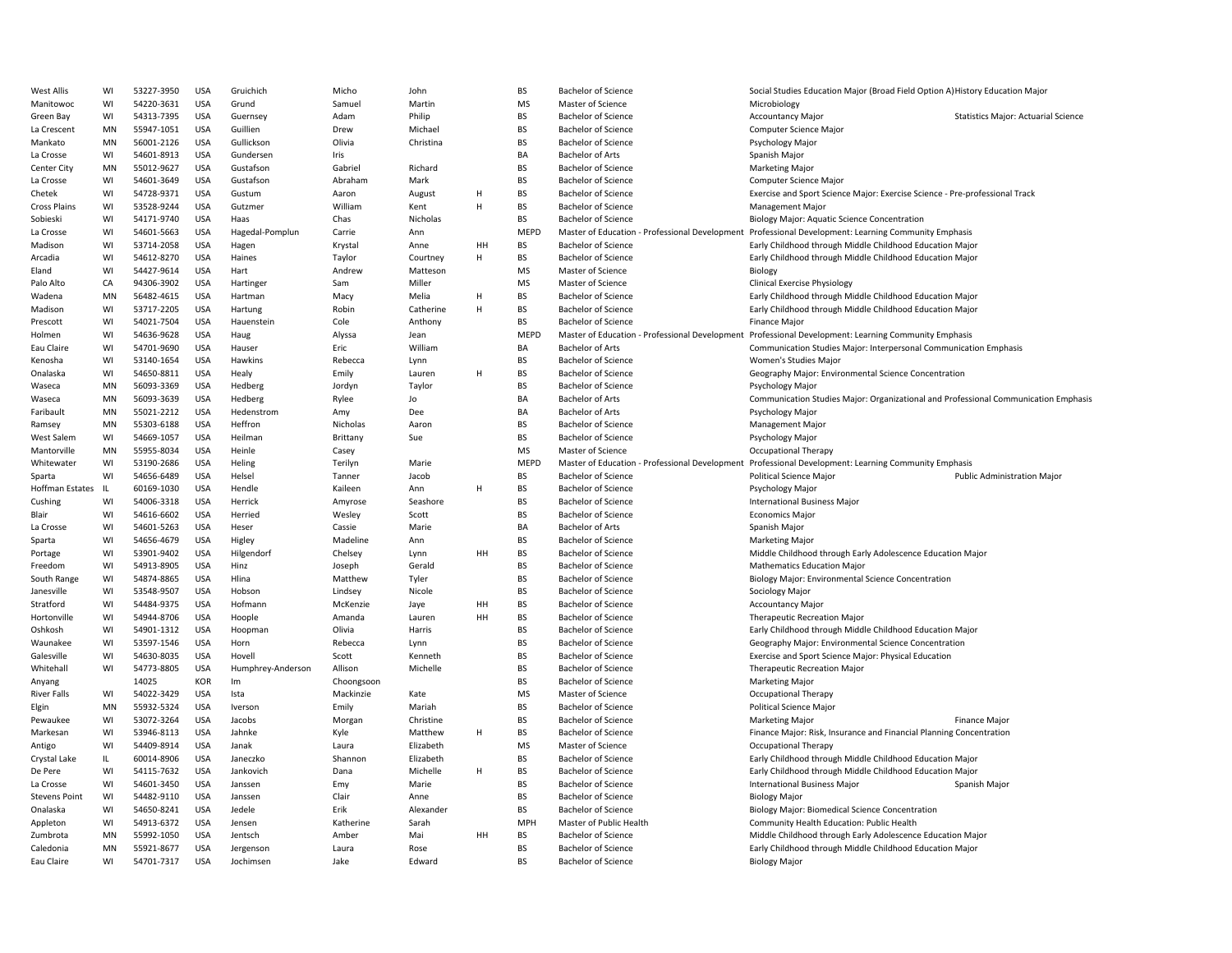| | | | | | | | | | | | |
|---|---|---|---|---|---|---|---|---|---|---|---|
| West Allis | WI | 53227-3950 | USA | Gruichich | Micho | John | | BS | Bachelor of Science | Social Studies Education Major (Broad Field Option A) | History Education Major |
| Manitowoc | WI | 54220-3631 | USA | Grund | Samuel | Martin | | MS | Master of Science | Microbiology | |
| Green Bay | WI | 54313-7395 | USA | Guernsey | Adam | Philip | | BS | Bachelor of Science | Accountancy Major | Statistics Major: Actuarial Science |
| La Crescent | MN | 55947-1051 | USA | Guillien | Drew | Michael | | BS | Bachelor of Science | Computer Science Major | |
| Mankato | MN | 56001-2126 | USA | Gullickson | Olivia | Christina | | BS | Bachelor of Science | Psychology Major | |
| La Crosse | WI | 54601-8913 | USA | Gundersen | Iris | | | BA | Bachelor of Arts | Spanish Major | |
| Center City | MN | 55012-9627 | USA | Gustafson | Gabriel | Richard | | BS | Bachelor of Science | Marketing Major | |
| La Crosse | WI | 54601-3649 | USA | Gustafson | Abraham | Mark | | BS | Bachelor of Science | Computer Science Major | |
| Chetek | WI | 54728-9371 | USA | Gustum | Aaron | August | H | BS | Bachelor of Science | Exercise and Sport Science Major: Exercise Science - Pre-professional Track | |
| Cross Plains | WI | 53528-9244 | USA | Gutzmer | William | Kent | H | BS | Bachelor of Science | Management Major | |
| Sobieski | WI | 54171-9740 | USA | Haas | Chas | Nicholas | | BS | Bachelor of Science | Biology Major: Aquatic Science Concentration | |
| La Crosse | WI | 54601-5663 | USA | Hagedal-Pomplun | Carrie | Ann | | MEPD | Master of Education - Professional Development | Professional Development: Learning Community Emphasis | |
| Madison | WI | 53714-2058 | USA | Hagen | Krystal | Anne | HH | BS | Bachelor of Science | Early Childhood through Middle Childhood Education Major | |
| Arcadia | WI | 54612-8270 | USA | Haines | Taylor | Courtney | H | BS | Bachelor of Science | Early Childhood through Middle Childhood Education Major | |
| Eland | WI | 54427-9614 | USA | Hart | Andrew | Matteson | | MS | Master of Science | Biology | |
| Palo Alto | CA | 94306-3902 | USA | Hartinger | Sam | Miller | | MS | Master of Science | Clinical Exercise Physiology | |
| Wadena | MN | 56482-4615 | USA | Hartman | Macy | Melia | H | BS | Bachelor of Science | Early Childhood through Middle Childhood Education Major | |
| Madison | WI | 53717-2205 | USA | Hartung | Robin | Catherine | H | BS | Bachelor of Science | Early Childhood through Middle Childhood Education Major | |
| Prescott | WI | 54021-7504 | USA | Hauenstein | Cole | Anthony | | BS | Bachelor of Science | Finance Major | |
| Holmen | WI | 54636-9628 | USA | Haug | Alyssa | Jean | | MEPD | Master of Education - Professional Development | Professional Development: Learning Community Emphasis | |
| Eau Claire | WI | 54701-9690 | USA | Hauser | Eric | William | | BA | Bachelor of Arts | Communication Studies Major: Interpersonal Communication Emphasis | |
| Kenosha | WI | 53140-1654 | USA | Hawkins | Rebecca | Lynn | | BS | Bachelor of Science | Women's Studies Major | |
| Onalaska | WI | 54650-8811 | USA | Healy | Emily | Lauren | H | BS | Bachelor of Science | Geography Major: Environmental Science Concentration | |
| Waseca | MN | 56093-3369 | USA | Hedberg | Jordyn | Taylor | | BS | Bachelor of Science | Psychology Major | |
| Waseca | MN | 56093-3639 | USA | Hedberg | Rylee | Jo | | BA | Bachelor of Arts | Communication Studies Major: Organizational and Professional Communication Emphasis | |
| Faribault | MN | 55021-2212 | USA | Hedenstrom | Amy | Dee | | BA | Bachelor of Arts | Psychology Major | |
| Ramsey | MN | 55303-6188 | USA | Heffron | Nicholas | Aaron | | BS | Bachelor of Science | Management Major | |
| West Salem | WI | 54669-1057 | USA | Heilman | Brittany | Sue | | BS | Bachelor of Science | Psychology Major | |
| Mantorville | MN | 55955-8034 | USA | Heinle | Casey | | | MS | Master of Science | Occupational Therapy | |
| Whitewater | WI | 53190-2686 | USA | Heling | Terilyn | Marie | | MEPD | Master of Education - Professional Development | Professional Development: Learning Community Emphasis | |
| Sparta | WI | 54656-6489 | USA | Helsel | Tanner | Jacob | | BS | Bachelor of Science | Political Science Major | Public Administration Major |
| Hoffman Estates | IL | 60169-1030 | USA | Hendle | Kaileen | Ann | H | BS | Bachelor of Science | Psychology Major | |
| Cushing | WI | 54006-3318 | USA | Herrick | Amyrose | Seashore | | BS | Bachelor of Science | International Business Major | |
| Blair | WI | 54616-6602 | USA | Herried | Wesley | Scott | | BS | Bachelor of Science | Economics Major | |
| La Crosse | WI | 54601-5263 | USA | Heser | Cassie | Marie | | BA | Bachelor of Arts | Spanish Major | |
| Sparta | WI | 54656-4679 | USA | Higley | Madeline | Ann | | BS | Bachelor of Science | Marketing Major | |
| Portage | WI | 53901-9402 | USA | Hilgendorf | Chelsey | Lynn | HH | BS | Bachelor of Science | Middle Childhood through Early Adolescence Education Major | |
| Freedom | WI | 54913-8905 | USA | Hinz | Joseph | Gerald | | BS | Bachelor of Science | Mathematics Education Major | |
| South Range | WI | 54874-8865 | USA | Hlina | Matthew | Tyler | | BS | Bachelor of Science | Biology Major: Environmental Science Concentration | |
| Janesville | WI | 53548-9507 | USA | Hobson | Lindsey | Nicole | | BS | Bachelor of Science | Sociology Major | |
| Stratford | WI | 54484-9375 | USA | Hofmann | McKenzie | Jaye | HH | BS | Bachelor of Science | Accountancy Major | |
| Hortonville | WI | 54944-8706 | USA | Hoople | Amanda | Lauren | HH | BS | Bachelor of Science | Therapeutic Recreation Major | |
| Oshkosh | WI | 54901-1312 | USA | Hoopman | Olivia | Harris | | BS | Bachelor of Science | Early Childhood through Middle Childhood Education Major | |
| Waunakee | WI | 53597-1546 | USA | Horn | Rebecca | Lynn | | BS | Bachelor of Science | Geography Major: Environmental Science Concentration | |
| Galesville | WI | 54630-8035 | USA | Hovell | Scott | Kenneth | | BS | Bachelor of Science | Exercise and Sport Science Major: Physical Education | |
| Whitehall | WI | 54773-8805 | USA | Humphrey-Anderson | Allison | Michelle | | BS | Bachelor of Science | Therapeutic Recreation Major | |
| Anyang | | 14025 | KOR | Im | Choongsoon | | | BS | Bachelor of Science | Marketing Major | |
| River Falls | WI | 54022-3429 | USA | Ista | Mackinzie | Kate | | MS | Master of Science | Occupational Therapy | |
| Elgin | MN | 55932-5324 | USA | Iverson | Emily | Mariah | | BS | Bachelor of Science | Political Science Major | |
| Pewaukee | WI | 53072-3264 | USA | Jacobs | Morgan | Christine | | BS | Bachelor of Science | Marketing Major | Finance Major |
| Markesan | WI | 53946-8113 | USA | Jahnke | Kyle | Matthew | H | BS | Bachelor of Science | Finance Major: Risk, Insurance and Financial Planning Concentration | |
| Antigo | WI | 54409-8914 | USA | Janak | Laura | Elizabeth | | MS | Master of Science | Occupational Therapy | |
| Crystal Lake | IL | 60014-8906 | USA | Janeczko | Shannon | Elizabeth | | BS | Bachelor of Science | Early Childhood through Middle Childhood Education Major | |
| De Pere | WI | 54115-7632 | USA | Jankovich | Dana | Michelle | H | BS | Bachelor of Science | Early Childhood through Middle Childhood Education Major | |
| La Crosse | WI | 54601-3450 | USA | Janssen | Emy | Marie | | BS | Bachelor of Science | International Business Major | Spanish Major |
| Stevens Point | WI | 54482-9110 | USA | Janssen | Clair | Anne | | BS | Bachelor of Science | Biology Major | |
| Onalaska | WI | 54650-8241 | USA | Jedele | Erik | Alexander | | BS | Bachelor of Science | Biology Major: Biomedical Science Concentration | |
| Appleton | WI | 54913-6372 | USA | Jensen | Katherine | Sarah | | MPH | Master of Public Health | Community Health Education: Public Health | |
| Zumbrota | MN | 55992-1050 | USA | Jentsch | Amber | Mai | HH | BS | Bachelor of Science | Middle Childhood through Early Adolescence Education Major | |
| Caledonia | MN | 55921-8677 | USA | Jergenson | Laura | Rose | | BS | Bachelor of Science | Early Childhood through Middle Childhood Education Major | |
| Eau Claire | WI | 54701-7317 | USA | Jochimsen | Jake | Edward | | BS | Bachelor of Science | Biology Major | |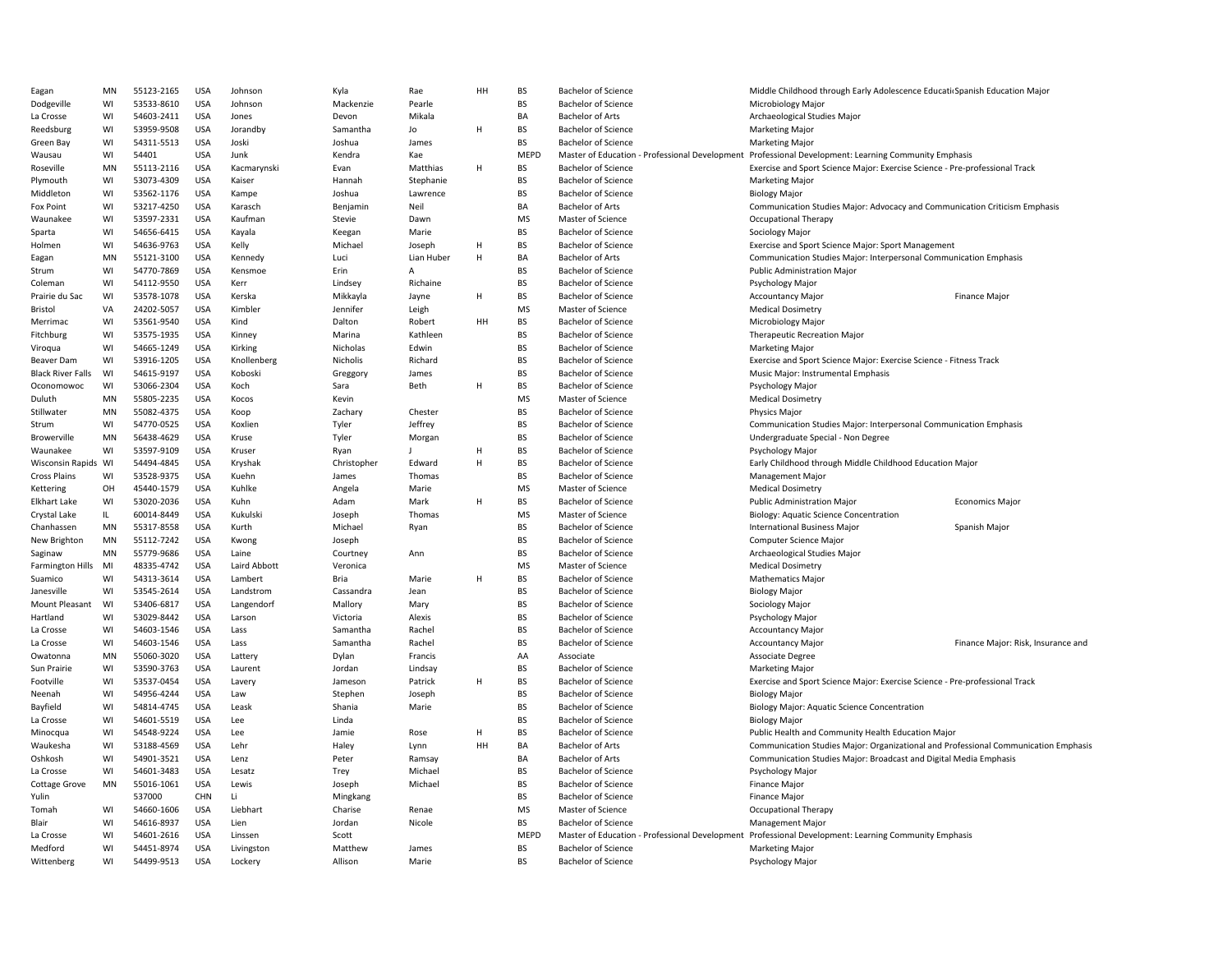| | | | | | | | | | | | |
|---|---|---|---|---|---|---|---|---|---|---|---|
| Eagan | MN | 55123-2165 | USA | Johnson | Kyla | Rae | HH | BS | Bachelor of Science | Middle Childhood through Early Adolescence Educati‹Spanish Education Major | |
| Dodgeville | WI | 53533-8610 | USA | Johnson | Mackenzie | Pearle | | BS | Bachelor of Science | Microbiology Major | |
| La Crosse | WI | 54603-2411 | USA | Jones | Devon | Mikala | | BA | Bachelor of Arts | Archaeological Studies Major | |
| Reedsburg | WI | 53959-9508 | USA | Jorandby | Samantha | Jo | H | BS | Bachelor of Science | Marketing Major | |
| Green Bay | WI | 54311-5513 | USA | Joski | Joshua | James | | BS | Bachelor of Science | Marketing Major | |
| Wausau | WI | 54401 | USA | Junk | Kendra | Kae | | MEPD | Master of Education - Professional Development | Professional Development: Learning Community Emphasis | |
| Roseville | MN | 55113-2116 | USA | Kacmarynski | Evan | Matthias | H | BS | Bachelor of Science | Exercise and Sport Science Major: Exercise Science - Pre-professional Track | |
| Plymouth | WI | 53073-4309 | USA | Kaiser | Hannah | Stephanie | | BS | Bachelor of Science | Marketing Major | |
| Middleton | WI | 53562-1176 | USA | Kampe | Joshua | Lawrence | | BS | Bachelor of Science | Biology Major | |
| Fox Point | WI | 53217-4250 | USA | Karasch | Benjamin | Neil | | BA | Bachelor of Arts | Communication Studies Major: Advocacy and Communication Criticism Emphasis | |
| Waunakee | WI | 53597-2331 | USA | Kaufman | Stevie | Dawn | | MS | Master of Science | Occupational Therapy | |
| Sparta | WI | 54656-6415 | USA | Kayala | Keegan | Marie | | BS | Bachelor of Science | Sociology Major | |
| Holmen | WI | 54636-9763 | USA | Kelly | Michael | Joseph | H | BS | Bachelor of Science | Exercise and Sport Science Major: Sport Management | |
| Eagan | MN | 55121-3100 | USA | Kennedy | Luci | Lian Huber | H | BA | Bachelor of Arts | Communication Studies Major: Interpersonal Communication Emphasis | |
| Strum | WI | 54770-7869 | USA | Kensmoe | Erin | A | | BS | Bachelor of Science | Public Administration Major | |
| Coleman | WI | 54112-9550 | USA | Kerr | Lindsey | Richaine | | BS | Bachelor of Science | Psychology Major | |
| Prairie du Sac | WI | 53578-1078 | USA | Kerska | Mikkayla | Jayne | H | BS | Bachelor of Science | Accountancy Major | Finance Major |
| Bristol | VA | 24202-5057 | USA | Kimbler | Jennifer | Leigh | | MS | Master of Science | Medical Dosimetry | |
| Merrimac | WI | 53561-9540 | USA | Kind | Dalton | Robert | HH | BS | Bachelor of Science | Microbiology Major | |
| Fitchburg | WI | 53575-1935 | USA | Kinney | Marina | Kathleen | | BS | Bachelor of Science | Therapeutic Recreation Major | |
| Viroqua | WI | 54665-1249 | USA | Kirking | Nicholas | Edwin | | BS | Bachelor of Science | Marketing Major | |
| Beaver Dam | WI | 53916-1205 | USA | Knollenberg | Nicholis | Richard | | BS | Bachelor of Science | Exercise and Sport Science Major: Exercise Science - Fitness Track | |
| Black River Falls | WI | 54615-9197 | USA | Koboski | Greggory | James | | BS | Bachelor of Science | Music Major: Instrumental Emphasis | |
| Oconomowoc | WI | 53066-2304 | USA | Koch | Sara | Beth | H | BS | Bachelor of Science | Psychology Major | |
| Duluth | MN | 55805-2235 | USA | Kocos | Kevin | | | MS | Master of Science | Medical Dosimetry | |
| Stillwater | MN | 55082-4375 | USA | Koop | Zachary | Chester | | BS | Bachelor of Science | Physics Major | |
| Strum | WI | 54770-0525 | USA | Koxlien | Tyler | Jeffrey | | BS | Bachelor of Science | Communication Studies Major: Interpersonal Communication Emphasis | |
| Browerville | MN | 56438-4629 | USA | Kruse | Tyler | Morgan | | BS | Bachelor of Science | Undergraduate Special - Non Degree | |
| Waunakee | WI | 53597-9109 | USA | Kruser | Ryan | J | H | BS | Bachelor of Science | Psychology Major | |
| Wisconsin Rapids | WI | 54494-4845 | USA | Kryshak | Christopher | Edward | H | BS | Bachelor of Science | Early Childhood through Middle Childhood Education Major | |
| Cross Plains | WI | 53528-9375 | USA | Kuehn | James | Thomas | | BS | Bachelor of Science | Management Major | |
| Kettering | OH | 45440-1579 | USA | Kuhlke | Angela | Marie | | MS | Master of Science | Medical Dosimetry | |
| Elkhart Lake | WI | 53020-2036 | USA | Kuhn | Adam | Mark | H | BS | Bachelor of Science | Public Administration Major | Economics Major |
| Crystal Lake | IL | 60014-8449 | USA | Kukulski | Joseph | Thomas | | MS | Master of Science | Biology: Aquatic Science Concentration | |
| Chanhassen | MN | 55317-8558 | USA | Kurth | Michael | Ryan | | BS | Bachelor of Science | International Business Major | Spanish Major |
| New Brighton | MN | 55112-7242 | USA | Kwong | Joseph | | | BS | Bachelor of Science | Computer Science Major | |
| Saginaw | MN | 55779-9686 | USA | Laine | Courtney | Ann | | BS | Bachelor of Science | Archaeological Studies Major | |
| Farmington Hills | MI | 48335-4742 | USA | Laird Abbott | Veronica | | | MS | Master of Science | Medical Dosimetry | |
| Suamico | WI | 54313-3614 | USA | Lambert | Bria | Marie | H | BS | Bachelor of Science | Mathematics Major | |
| Janesville | WI | 53545-2614 | USA | Landstrom | Cassandra | Jean | | BS | Bachelor of Science | Biology Major | |
| Mount Pleasant | WI | 53406-6817 | USA | Langendorf | Mallory | Mary | | BS | Bachelor of Science | Sociology Major | |
| Hartland | WI | 53029-8442 | USA | Larson | Victoria | Alexis | | BS | Bachelor of Science | Psychology Major | |
| La Crosse | WI | 54603-1546 | USA | Lass | Samantha | Rachel | | BS | Bachelor of Science | Accountancy Major | |
| La Crosse | WI | 54603-1546 | USA | Lass | Samantha | Rachel | | BS | Bachelor of Science | Accountancy Major | Finance Major: Risk, Insurance and |
| Owatonna | MN | 55060-3020 | USA | Lattery | Dylan | Francis | | AA | Associate | Associate Degree | |
| Sun Prairie | WI | 53590-3763 | USA | Laurent | Jordan | Lindsay | | BS | Bachelor of Science | Marketing Major | |
| Footville | WI | 53537-0454 | USA | Lavery | Jameson | Patrick | H | BS | Bachelor of Science | Exercise and Sport Science Major: Exercise Science - Pre-professional Track | |
| Neenah | WI | 54956-4244 | USA | Law | Stephen | Joseph | | BS | Bachelor of Science | Biology Major | |
| Bayfield | WI | 54814-4745 | USA | Leask | Shania | Marie | | BS | Bachelor of Science | Biology Major: Aquatic Science Concentration | |
| La Crosse | WI | 54601-5519 | USA | Lee | Linda | | | BS | Bachelor of Science | Biology Major | |
| Minocqua | WI | 54548-9224 | USA | Lee | Jamie | Rose | H | BS | Bachelor of Science | Public Health and Community Health Education Major | |
| Waukesha | WI | 53188-4569 | USA | Lehr | Haley | Lynn | HH | BA | Bachelor of Arts | Communication Studies Major: Organizational and Professional Communication Emphasis | |
| Oshkosh | WI | 54901-3521 | USA | Lenz | Peter | Ramsay | | BA | Bachelor of Arts | Communication Studies Major: Broadcast and Digital Media Emphasis | |
| La Crosse | WI | 54601-3483 | USA | Lesatz | Trey | Michael | | BS | Bachelor of Science | Psychology Major | |
| Cottage Grove | MN | 55016-1061 | USA | Lewis | Joseph | Michael | | BS | Bachelor of Science | Finance Major | |
| Yulin | | 537000 | CHN | Li | Mingkang | | | BS | Bachelor of Science | Finance Major | |
| Tomah | WI | 54660-1606 | USA | Liebhart | Charise | Renae | | MS | Master of Science | Occupational Therapy | |
| Blair | WI | 54616-8937 | USA | Lien | Jordan | Nicole | | BS | Bachelor of Science | Management Major | |
| La Crosse | WI | 54601-2616 | USA | Linssen | Scott | | | MEPD | Master of Education - Professional Development | Professional Development: Learning Community Emphasis | |
| Medford | WI | 54451-8974 | USA | Livingston | Matthew | James | | BS | Bachelor of Science | Marketing Major | |
| Wittenberg | WI | 54499-9513 | USA | Lockery | Allison | Marie | | BS | Bachelor of Science | Psychology Major | |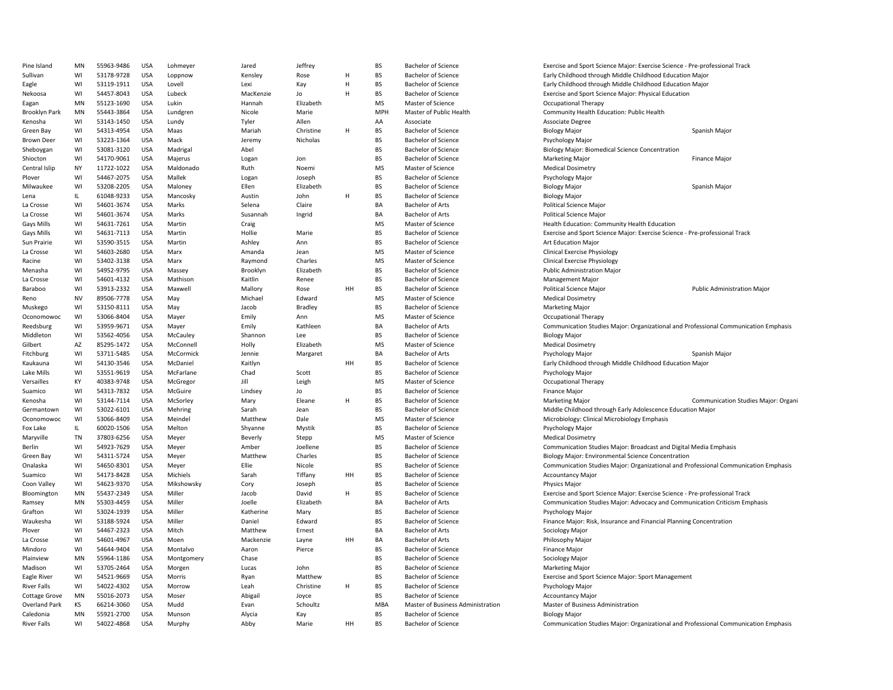| | | | | | | | | | | | |
|---|---|---|---|---|---|---|---|---|---|---|---|
| Pine Island | MN | 55963-9486 | USA | Lohmeyer | Jared | Jeffrey | | BS | Bachelor of Science | Exercise and Sport Science Major: Exercise Science - Pre-professional Track | |
| Sullivan | WI | 53178-9728 | USA | Loppnow | Kensley | Rose | H | BS | Bachelor of Science | Early Childhood through Middle Childhood Education Major | |
| Eagle | WI | 53119-1911 | USA | Lovell | Lexi | Kay | H | BS | Bachelor of Science | Early Childhood through Middle Childhood Education Major | |
| Nekoosa | WI | 54457-8043 | USA | Lubeck | MacKenzie | Jo | H | BS | Bachelor of Science | Exercise and Sport Science Major: Physical Education | |
| Eagan | MN | 55123-1690 | USA | Lukin | Hannah | Elizabeth | | MS | Master of Science | Occupational Therapy | |
| Brooklyn Park | MN | 55443-3864 | USA | Lundgren | Nicole | Marie | | MPH | Master of Public Health | Community Health Education: Public Health | |
| Kenosha | WI | 53143-1450 | USA | Lundy | Tyler | Allen | | AA | Associate | Associate Degree | |
| Green Bay | WI | 54313-4954 | USA | Maas | Mariah | Christine | H | BS | Bachelor of Science | Biology Major | Spanish Major |
| Brown Deer | WI | 53223-1364 | USA | Mack | Jeremy | Nicholas | | BS | Bachelor of Science | Psychology Major | |
| Sheboygan | WI | 53081-3120 | USA | Madrigal | Abel | | | BS | Bachelor of Science | Biology Major: Biomedical Science Concentration | |
| Shiocton | WI | 54170-9061 | USA | Majerus | Logan | Jon | | BS | Bachelor of Science | Marketing Major | Finance Major |
| Central Islip | NY | 11722-1022 | USA | Maldonado | Ruth | Noemi | | MS | Master of Science | Medical Dosimetry | |
| Plover | WI | 54467-2075 | USA | Mallek | Logan | Joseph | | BS | Bachelor of Science | Psychology Major | |
| Milwaukee | WI | 53208-2205 | USA | Maloney | Ellen | Elizabeth | | BS | Bachelor of Science | Biology Major | Spanish Major |
| Lena | IL | 61048-9233 | USA | Mancosky | Austin | John | H | BS | Bachelor of Science | Biology Major | |
| La Crosse | WI | 54601-3674 | USA | Marks | Selena | Claire | | BA | Bachelor of Arts | Political Science Major | |
| La Crosse | WI | 54601-3674 | USA | Marks | Susannah | Ingrid | | BA | Bachelor of Arts | Political Science Major | |
| Gays Mills | WI | 54631-7261 | USA | Martin | Craig | | | MS | Master of Science | Health Education: Community Health Education | |
| Gays Mills | WI | 54631-7113 | USA | Martin | Hollie | Marie | | BS | Bachelor of Science | Exercise and Sport Science Major: Exercise Science - Pre-professional Track | |
| Sun Prairie | WI | 53590-3515 | USA | Martin | Ashley | Ann | | BS | Bachelor of Science | Art Education Major | |
| La Crosse | WI | 54603-2680 | USA | Marx | Amanda | Jean | | MS | Master of Science | Clinical Exercise Physiology | |
| Racine | WI | 53402-3138 | USA | Marx | Raymond | Charles | | MS | Master of Science | Clinical Exercise Physiology | |
| Menasha | WI | 54952-9795 | USA | Massey | Brooklyn | Elizabeth | | BS | Bachelor of Science | Public Administration Major | |
| La Crosse | WI | 54601-4132 | USA | Mathison | Kaitlin | Renee | | BS | Bachelor of Science | Management Major | |
| Baraboo | WI | 53913-2332 | USA | Maxwell | Mallory | Rose | HH | BS | Bachelor of Science | Political Science Major | Public Administration Major |
| Reno | NV | 89506-7778 | USA | May | Michael | Edward | | MS | Master of Science | Medical Dosimetry | |
| Muskego | WI | 53150-8111 | USA | May | Jacob | Bradley | | BS | Bachelor of Science | Marketing Major | |
| Oconomowoc | WI | 53066-8404 | USA | Mayer | Emily | Ann | | MS | Master of Science | Occupational Therapy | |
| Reedsburg | WI | 53959-9671 | USA | Mayer | Emily | Kathleen | | BA | Bachelor of Arts | Communication Studies Major: Organizational and Professional Communication Emphasis | |
| Middleton | WI | 53562-4056 | USA | McCauley | Shannon | Lee | | BS | Bachelor of Science | Biology Major | |
| Gilbert | AZ | 85295-1472 | USA | McConnell | Holly | Elizabeth | | MS | Master of Science | Medical Dosimetry | |
| Fitchburg | WI | 53711-5485 | USA | McCormick | Jennie | Margaret | | BA | Bachelor of Arts | Psychology Major | Spanish Major |
| Kaukauna | WI | 54130-3546 | USA | McDaniel | Kaitlyn | | HH | BS | Bachelor of Science | Early Childhood through Middle Childhood Education Major | |
| Lake Mills | WI | 53551-9619 | USA | McFarlane | Chad | Scott | | BS | Bachelor of Science | Psychology Major | |
| Versailles | KY | 40383-9748 | USA | McGregor | Jill | Leigh | | MS | Master of Science | Occupational Therapy | |
| Suamico | WI | 54313-7832 | USA | McGuire | Lindsey | Jo | | BS | Bachelor of Science | Finance Major | |
| Kenosha | WI | 53144-7114 | USA | McSorley | Mary | Eleane | H | BS | Bachelor of Science | Marketing Major | Communication Studies Major: Organi |
| Germantown | WI | 53022-6101 | USA | Mehring | Sarah | Jean | | BS | Bachelor of Science | Middle Childhood through Early Adolescence Education Major | |
| Oconomowoc | WI | 53066-8409 | USA | Meindel | Matthew | Dale | | MS | Master of Science | Microbiology: Clinical Microbiology Emphasis | |
| Fox Lake | IL | 60020-1506 | USA | Melton | Shyanne | Mystik | | BS | Bachelor of Science | Psychology Major | |
| Maryville | TN | 37803-6256 | USA | Meyer | Beverly | Stepp | | MS | Master of Science | Medical Dosimetry | |
| Berlin | WI | 54923-7629 | USA | Meyer | Amber | Joellene | | BS | Bachelor of Science | Communication Studies Major: Broadcast and Digital Media Emphasis | |
| Green Bay | WI | 54311-5724 | USA | Meyer | Matthew | Charles | | BS | Bachelor of Science | Biology Major: Environmental Science Concentration | |
| Onalaska | WI | 54650-8301 | USA | Meyer | Ellie | Nicole | | BS | Bachelor of Science | Communication Studies Major: Organizational and Professional Communication Emphasis | |
| Suamico | WI | 54173-8428 | USA | Michiels | Sarah | Tiffany | HH | BS | Bachelor of Science | Accountancy Major | |
| Coon Valley | WI | 54623-9370 | USA | Mikshowsky | Cory | Joseph | | BS | Bachelor of Science | Physics Major | |
| Bloomington | MN | 55437-2349 | USA | Miller | Jacob | David | H | BS | Bachelor of Science | Exercise and Sport Science Major: Exercise Science - Pre-professional Track | |
| Ramsey | MN | 55303-4459 | USA | Miller | Joelle | Elizabeth | | BA | Bachelor of Arts | Communication Studies Major: Advocacy and Communication Criticism Emphasis | |
| Grafton | WI | 53024-1939 | USA | Miller | Katherine | Mary | | BS | Bachelor of Science | Psychology Major | |
| Waukesha | WI | 53188-5924 | USA | Miller | Daniel | Edward | | BS | Bachelor of Science | Finance Major: Risk, Insurance and Financial Planning Concentration | |
| Plover | WI | 54467-2323 | USA | Mitch | Matthew | Ernest | | BA | Bachelor of Arts | Sociology Major | |
| La Crosse | WI | 54601-4967 | USA | Moen | Mackenzie | Layne | HH | BA | Bachelor of Arts | Philosophy Major | |
| Mindoro | WI | 54644-9404 | USA | Montalvo | Aaron | Pierce | | BS | Bachelor of Science | Finance Major | |
| Plainview | MN | 55964-1186 | USA | Montgomery | Chase | | | BS | Bachelor of Science | Sociology Major | |
| Madison | WI | 53705-2464 | USA | Morgen | Lucas | John | | BS | Bachelor of Science | Marketing Major | |
| Eagle River | WI | 54521-9669 | USA | Morris | Ryan | Matthew | | BS | Bachelor of Science | Exercise and Sport Science Major: Sport Management | |
| River Falls | WI | 54022-4302 | USA | Morrow | Leah | Christine | H | BS | Bachelor of Science | Psychology Major | |
| Cottage Grove | MN | 55016-2073 | USA | Moser | Abigail | Joyce | | BS | Bachelor of Science | Accountancy Major | |
| Overland Park | KS | 66214-3060 | USA | Mudd | Evan | Schoultz | | MBA | Master of Business Administration | Master of Business Administration | |
| Caledonia | MN | 55921-2700 | USA | Munson | Alycia | Kay | | BS | Bachelor of Science | Biology Major | |
| River Falls | WI | 54022-4868 | USA | Murphy | Abby | Marie | HH | BS | Bachelor of Science | Communication Studies Major: Organizational and Professional Communication Emphasis | |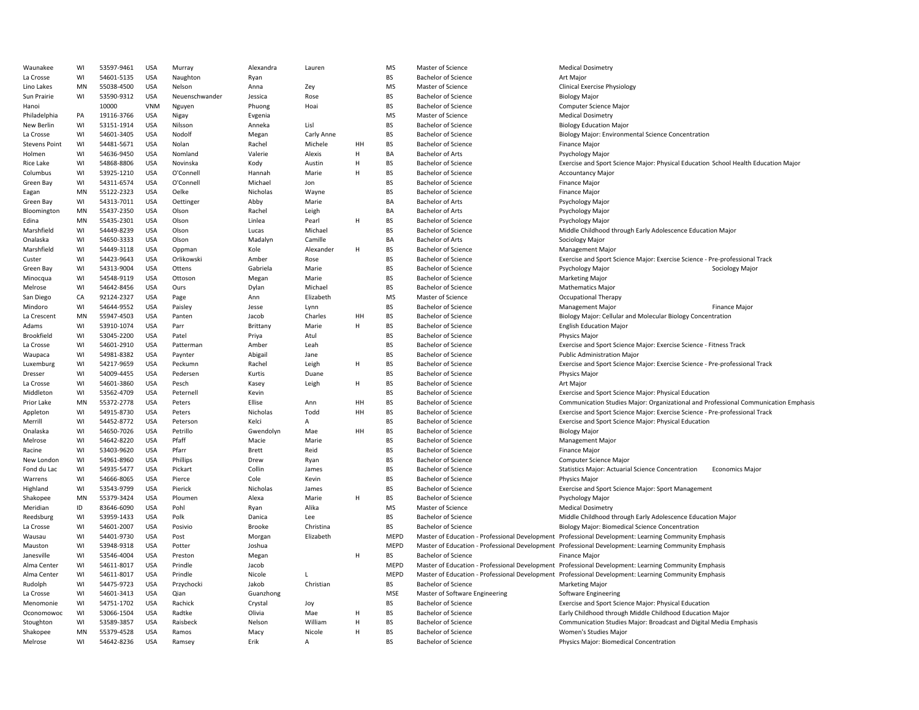| | | | | | | | | | | | |
|---|---|---|---|---|---|---|---|---|---|---|---|
| Waunakee | WI | 53597-9461 | USA | Murray | Alexandra | Lauren | | MS | Master of Science | Medical Dosimetry | |
| La Crosse | WI | 54601-5135 | USA | Naughton | Ryan | | | BS | Bachelor of Science | Art Major | |
| Lino Lakes | MN | 55038-4500 | USA | Nelson | Anna | Zey | | MS | Master of Science | Clinical Exercise Physiology | |
| Sun Prairie | WI | 53590-9312 | USA | Neuenschwander | Jessica | Rose | | BS | Bachelor of Science | Biology Major | |
| Hanoi | | 10000 | VNM | Nguyen | Phuong | Hoai | | BS | Bachelor of Science | Computer Science Major | |
| Philadelphia | PA | 19116-3766 | USA | Nigay | Evgenia | | | MS | Master of Science | Medical Dosimetry | |
| New Berlin | WI | 53151-1914 | USA | Nilsson | Anneka | Lisl | | BS | Bachelor of Science | Biology Education Major | |
| La Crosse | WI | 54601-3405 | USA | Nodolf | Megan | Carly Anne | | BS | Bachelor of Science | Biology Major: Environmental Science Concentration | |
| Stevens Point | WI | 54481-5671 | USA | Nolan | Rachel | Michele | HH | BS | Bachelor of Science | Finance Major | |
| Holmen | WI | 54636-9450 | USA | Nomland | Valerie | Alexis | H | BA | Bachelor of Arts | Psychology Major | |
| Rice Lake | WI | 54868-8806 | USA | Novinska | Kody | Austin | H | BS | Bachelor of Science | Exercise and Sport Science Major: Physical Education School Health Education Major | |
| Columbus | WI | 53925-1210 | USA | O'Connell | Hannah | Marie | H | BS | Bachelor of Science | Accountancy Major | |
| Green Bay | WI | 54311-6574 | USA | O'Connell | Michael | Jon | | BS | Bachelor of Science | Finance Major | |
| Eagan | MN | 55122-2323 | USA | Oelke | Nicholas | Wayne | | BS | Bachelor of Science | Finance Major | |
| Green Bay | WI | 54313-7011 | USA | Oettinger | Abby | Marie | | BA | Bachelor of Arts | Psychology Major | |
| Bloomington | MN | 55437-2350 | USA | Olson | Rachel | Leigh | | BA | Bachelor of Arts | Psychology Major | |
| Edina | MN | 55435-2301 | USA | Olson | Linlea | Pearl | H | BS | Bachelor of Science | Psychology Major | |
| Marshfield | WI | 54449-8239 | USA | Olson | Lucas | Michael | | BS | Bachelor of Science | Middle Childhood through Early Adolescence Education Major | |
| Onalaska | WI | 54650-3333 | USA | Olson | Madalyn | Camille | | BA | Bachelor of Arts | Sociology Major | |
| Marshfield | WI | 54449-3118 | USA | Oppman | Kole | Alexander | H | BS | Bachelor of Science | Management Major | |
| Custer | WI | 54423-9643 | USA | Orlikowski | Amber | Rose | | BS | Bachelor of Science | Exercise and Sport Science Major: Exercise Science - Pre-professional Track | |
| Green Bay | WI | 54313-9004 | USA | Ottens | Gabriela | Marie | | BS | Bachelor of Science | Psychology Major | Sociology Major |
| Minocqua | WI | 54548-9119 | USA | Ottoson | Megan | Marie | | BS | Bachelor of Science | Marketing Major | |
| Melrose | WI | 54642-8456 | USA | Ours | Dylan | Michael | | BS | Bachelor of Science | Mathematics Major | |
| San Diego | CA | 92124-2327 | USA | Page | Ann | Elizabeth | | MS | Master of Science | Occupational Therapy | |
| Mindoro | WI | 54644-9552 | USA | Paisley | Jesse | Lynn | | BS | Bachelor of Science | Management Major | Finance Major |
| La Crescent | MN | 55947-4503 | USA | Panten | Jacob | Charles | HH | BS | Bachelor of Science | Biology Major: Cellular and Molecular Biology Concentration | |
| Adams | WI | 53910-1074 | USA | Parr | Brittany | Marie | H | BS | Bachelor of Science | English Education Major | |
| Brookfield | WI | 53045-2200 | USA | Patel | Priya | Atul | | BS | Bachelor of Science | Physics Major | |
| La Crosse | WI | 54601-2910 | USA | Patterman | Amber | Leah | | BS | Bachelor of Science | Exercise and Sport Science Major: Exercise Science - Fitness Track | |
| Waupaca | WI | 54981-8382 | USA | Paynter | Abigail | Jane | | BS | Bachelor of Science | Public Administration Major | |
| Luxemburg | WI | 54217-9659 | USA | Peckumn | Rachel | Leigh | H | BS | Bachelor of Science | Exercise and Sport Science Major: Exercise Science - Pre-professional Track | |
| Dresser | WI | 54009-4455 | USA | Pedersen | Kurtis | Duane | | BS | Bachelor of Science | Physics Major | |
| La Crosse | WI | 54601-3860 | USA | Pesch | Kasey | Leigh | H | BS | Bachelor of Science | Art Major | |
| Middleton | WI | 53562-4709 | USA | Peternell | Kevin | | | BS | Bachelor of Science | Exercise and Sport Science Major: Physical Education | |
| Prior Lake | MN | 55372-2778 | USA | Peters | Ellise | Ann | HH | BS | Bachelor of Science | Communication Studies Major: Organizational and Professional Communication Emphasis | |
| Appleton | WI | 54915-8730 | USA | Peters | Nicholas | Todd | HH | BS | Bachelor of Science | Exercise and Sport Science Major: Exercise Science - Pre-professional Track | |
| Merrill | WI | 54452-8772 | USA | Peterson | Kelci | A | | BS | Bachelor of Science | Exercise and Sport Science Major: Physical Education | |
| Onalaska | WI | 54650-7026 | USA | Petrillo | Gwendolyn | Mae | HH | BS | Bachelor of Science | Biology Major | |
| Melrose | WI | 54642-8220 | USA | Pfaff | Macie | Marie | | BS | Bachelor of Science | Management Major | |
| Racine | WI | 53403-9620 | USA | Pfarr | Brett | Reid | | BS | Bachelor of Science | Finance Major | |
| New London | WI | 54961-8960 | USA | Phillips | Drew | Ryan | | BS | Bachelor of Science | Computer Science Major | |
| Fond du Lac | WI | 54935-5477 | USA | Pickart | Collin | James | | BS | Bachelor of Science | Statistics Major: Actuarial Science Concentration | Economics Major |
| Warrens | WI | 54666-8065 | USA | Pierce | Cole | Kevin | | BS | Bachelor of Science | Physics Major | |
| Highland | WI | 53543-9799 | USA | Pierick | Nicholas | James | | BS | Bachelor of Science | Exercise and Sport Science Major: Sport Management | |
| Shakopee | MN | 55379-3424 | USA | Ploumen | Alexa | Marie | H | BS | Bachelor of Science | Psychology Major | |
| Meridian | ID | 83646-6090 | USA | Pohl | Ryan | Alika | | MS | Master of Science | Medical Dosimetry | |
| Reedsburg | WI | 53959-1433 | USA | Polk | Danica | Lee | | BS | Bachelor of Science | Middle Childhood through Early Adolescence Education Major | |
| La Crosse | WI | 54601-2007 | USA | Posivio | Brooke | Christina | | BS | Bachelor of Science | Biology Major: Biomedical Science Concentration | |
| Wausau | WI | 54401-9730 | USA | Post | Morgan | Elizabeth | | MEPD | Master of Education - Professional Development | Professional Development: Learning Community Emphasis | |
| Mauston | WI | 53948-9318 | USA | Potter | Joshua | | | MEPD | Master of Education - Professional Development | Professional Development: Learning Community Emphasis | |
| Janesville | WI | 53546-4004 | USA | Preston | Megan | | H | BS | Bachelor of Science | Finance Major | |
| Alma Center | WI | 54611-8017 | USA | Prindle | Jacob | | | MEPD | Master of Education - Professional Development | Professional Development: Learning Community Emphasis | |
| Alma Center | WI | 54611-8017 | USA | Prindle | Nicole | L | | MEPD | Master of Education - Professional Development | Professional Development: Learning Community Emphasis | |
| Rudolph | WI | 54475-9723 | USA | Przychocki | Jakob | Christian | | BS | Bachelor of Science | Marketing Major | |
| La Crosse | WI | 54601-3413 | USA | Qian | Guanzhong | | | MSE | Master of Software Engineering | Software Engineering | |
| Menomonie | WI | 54751-1702 | USA | Rachick | Crystal | Joy | | BS | Bachelor of Science | Exercise and Sport Science Major: Physical Education | |
| Oconomowoc | WI | 53066-1504 | USA | Radtke | Olivia | Mae | H | BS | Bachelor of Science | Early Childhood through Middle Childhood Education Major | |
| Stoughton | WI | 53589-3857 | USA | Raisbeck | Nelson | William | H | BS | Bachelor of Science | Communication Studies Major: Broadcast and Digital Media Emphasis | |
| Shakopee | MN | 55379-4528 | USA | Ramos | Macy | Nicole | H | BS | Bachelor of Science | Women's Studies Major | |
| Melrose | WI | 54642-8236 | USA | Ramsey | Erik | A | | BS | Bachelor of Science | Physics Major: Biomedical Concentration | |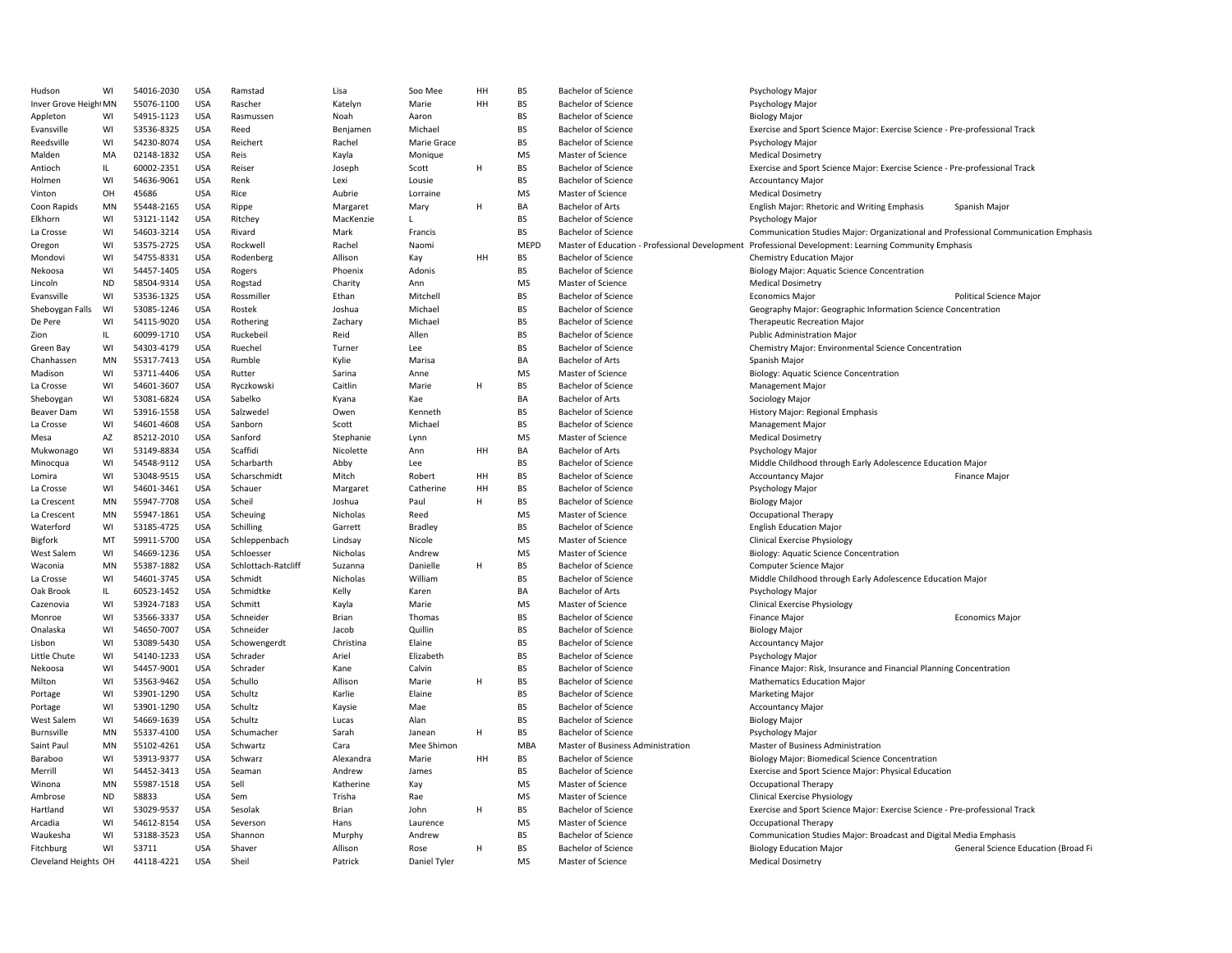| | | | | | | | | | | | |
|---|---|---|---|---|---|---|---|---|---|---|---|
| Hudson | WI | 54016-2030 | USA | Ramstad | Lisa | Soo Mee | HH | BS | Bachelor of Science | Psychology Major | |
| Inver Grove Height | MN | 55076-1100 | USA | Rascher | Katelyn | Marie | HH | BS | Bachelor of Science | Psychology Major | |
| Appleton | WI | 54915-1123 | USA | Rasmussen | Noah | Aaron | | BS | Bachelor of Science | Biology Major | |
| Evansville | WI | 53536-8325 | USA | Reed | Benjamen | Michael | | BS | Bachelor of Science | Exercise and Sport Science Major: Exercise Science - Pre-professional Track | |
| Reedsville | WI | 54230-8074 | USA | Reichert | Rachel | Marie Grace | | BS | Bachelor of Science | Psychology Major | |
| Malden | MA | 02148-1832 | USA | Reis | Kayla | Monique | | MS | Master of Science | Medical Dosimetry | |
| Antioch | IL | 60002-2351 | USA | Reiser | Joseph | Scott | H | BS | Bachelor of Science | Exercise and Sport Science Major: Exercise Science - Pre-professional Track | |
| Holmen | WI | 54636-9061 | USA | Renk | Lexi | Lousie | | BS | Bachelor of Science | Accountancy Major | |
| Vinton | OH | 45686 | USA | Rice | Aubrie | Lorraine | | MS | Master of Science | Medical Dosimetry | |
| Coon Rapids | MN | 55448-2165 | USA | Rippe | Margaret | Mary | H | BA | Bachelor of Arts | English Major: Rhetoric and Writing Emphasis | Spanish Major |
| Elkhorn | WI | 53121-1142 | USA | Ritchey | MacKenzie | L | | BS | Bachelor of Science | Psychology Major | |
| La Crosse | WI | 54603-3214 | USA | Rivard | Mark | Francis | | BS | Bachelor of Science | Communication Studies Major: Organizational and Professional Communication Emphasis | |
| Oregon | WI | 53575-2725 | USA | Rockwell | Rachel | Naomi | | MEPD | Master of Education - Professional Development | Professional Development: Learning Community Emphasis | |
| Mondovi | WI | 54755-8331 | USA | Rodenberg | Allison | Kay | HH | BS | Bachelor of Science | Chemistry Education Major | |
| Nekoosa | WI | 54457-1405 | USA | Rogers | Phoenix | Adonis | | BS | Bachelor of Science | Biology Major: Aquatic Science Concentration | |
| Lincoln | ND | 58504-9314 | USA | Rogstad | Charity | Ann | | MS | Master of Science | Medical Dosimetry | |
| Evansville | WI | 53536-1325 | USA | Rossmiller | Ethan | Mitchell | | BS | Bachelor of Science | Economics Major | Political Science Major |
| Sheboygan Falls | WI | 53085-1246 | USA | Rostek | Joshua | Michael | | BS | Bachelor of Science | Geography Major: Geographic Information Science Concentration | |
| De Pere | WI | 54115-9020 | USA | Rothering | Zachary | Michael | | BS | Bachelor of Science | Therapeutic Recreation Major | |
| Zion | IL | 60099-1710 | USA | Ruckebeil | Reid | Allen | | BS | Bachelor of Science | Public Administration Major | |
| Green Bay | WI | 54303-4179 | USA | Ruechel | Turner | Lee | | BS | Bachelor of Science | Chemistry Major: Environmental Science Concentration | |
| Chanhassen | MN | 55317-7413 | USA | Rumble | Kylie | Marisa | | BA | Bachelor of Arts | Spanish Major | |
| Madison | WI | 53711-4406 | USA | Rutter | Sarina | Anne | | MS | Master of Science | Biology: Aquatic Science Concentration | |
| La Crosse | WI | 54601-3607 | USA | Ryczkowski | Caitlin | Marie | H | BS | Bachelor of Science | Management Major | |
| Sheboygan | WI | 53081-6824 | USA | Sabelko | Kyana | Kae | | BA | Bachelor of Arts | Sociology Major | |
| Beaver Dam | WI | 53916-1558 | USA | Salzwedel | Owen | Kenneth | | BS | Bachelor of Science | History Major: Regional Emphasis | |
| La Crosse | WI | 54601-4608 | USA | Sanborn | Scott | Michael | | BS | Bachelor of Science | Management Major | |
| Mesa | AZ | 85212-2010 | USA | Sanford | Stephanie | Lynn | | MS | Master of Science | Medical Dosimetry | |
| Mukwonago | WI | 53149-8834 | USA | Scaffidi | Nicolette | Ann | HH | BA | Bachelor of Arts | Psychology Major | |
| Minocqua | WI | 54548-9112 | USA | Scharbarth | Abby | Lee | | BS | Bachelor of Science | Middle Childhood through Early Adolescence Education Major | |
| Lomira | WI | 53048-9515 | USA | Scharschmidt | Mitch | Robert | HH | BS | Bachelor of Science | Accountancy Major | Finance Major |
| La Crosse | WI | 54601-3461 | USA | Schauer | Margaret | Catherine | HH | BS | Bachelor of Science | Psychology Major | |
| La Crescent | MN | 55947-7708 | USA | Scheil | Joshua | Paul | H | BS | Bachelor of Science | Biology Major | |
| La Crescent | MN | 55947-1861 | USA | Scheuing | Nicholas | Reed | | MS | Master of Science | Occupational Therapy | |
| Waterford | WI | 53185-4725 | USA | Schilling | Garrett | Bradley | | BS | Bachelor of Science | English Education Major | |
| Bigfork | MT | 59911-5700 | USA | Schleppenbach | Lindsay | Nicole | | MS | Master of Science | Clinical Exercise Physiology | |
| West Salem | WI | 54669-1236 | USA | Schloesser | Nicholas | Andrew | | MS | Master of Science | Biology: Aquatic Science Concentration | |
| Waconia | MN | 55387-1882 | USA | Schlottach-Ratcliff | Suzanna | Danielle | H | BS | Bachelor of Science | Computer Science Major | |
| La Crosse | WI | 54601-3745 | USA | Schmidt | Nicholas | William | | BS | Bachelor of Science | Middle Childhood through Early Adolescence Education Major | |
| Oak Brook | IL | 60523-1452 | USA | Schmidtke | Kelly | Karen | | BA | Bachelor of Arts | Psychology Major | |
| Cazenovia | WI | 53924-7183 | USA | Schmitt | Kayla | Marie | | MS | Master of Science | Clinical Exercise Physiology | |
| Monroe | WI | 53566-3337 | USA | Schneider | Brian | Thomas | | BS | Bachelor of Science | Finance Major | Economics Major |
| Onalaska | WI | 54650-7007 | USA | Schneider | Jacob | Quillin | | BS | Bachelor of Science | Biology Major | |
| Lisbon | WI | 53089-5430 | USA | Schowengerdt | Christina | Elaine | | BS | Bachelor of Science | Accountancy Major | |
| Little Chute | WI | 54140-1233 | USA | Schrader | Ariel | Elizabeth | | BS | Bachelor of Science | Psychology Major | |
| Nekoosa | WI | 54457-9001 | USA | Schrader | Kane | Calvin | | BS | Bachelor of Science | Finance Major: Risk, Insurance and Financial Planning Concentration | |
| Milton | WI | 53563-9462 | USA | Schullo | Allison | Marie | H | BS | Bachelor of Science | Mathematics Education Major | |
| Portage | WI | 53901-1290 | USA | Schultz | Karlie | Elaine | | BS | Bachelor of Science | Marketing Major | |
| Portage | WI | 53901-1290 | USA | Schultz | Kaysie | Mae | | BS | Bachelor of Science | Accountancy Major | |
| West Salem | WI | 54669-1639 | USA | Schultz | Lucas | Alan | | BS | Bachelor of Science | Biology Major | |
| Burnsville | MN | 55337-4100 | USA | Schumacher | Sarah | Janean | H | BS | Bachelor of Science | Psychology Major | |
| Saint Paul | MN | 55102-4261 | USA | Schwartz | Cara | Mee Shimon | | MBA | Master of Business Administration | Master of Business Administration | |
| Baraboo | WI | 53913-9377 | USA | Schwarz | Alexandra | Marie | HH | BS | Bachelor of Science | Biology Major: Biomedical Science Concentration | |
| Merrill | WI | 54452-3413 | USA | Seaman | Andrew | James | | BS | Bachelor of Science | Exercise and Sport Science Major: Physical Education | |
| Winona | MN | 55987-1518 | USA | Sell | Katherine | Kay | | MS | Master of Science | Occupational Therapy | |
| Ambrose | ND | 58833 | USA | Sem | Trisha | Rae | | MS | Master of Science | Clinical Exercise Physiology | |
| Hartland | WI | 53029-9537 | USA | Sesolak | Brian | John | H | BS | Bachelor of Science | Exercise and Sport Science Major: Exercise Science - Pre-professional Track | |
| Arcadia | WI | 54612-8154 | USA | Severson | Hans | Laurence | | MS | Master of Science | Occupational Therapy | |
| Waukesha | WI | 53188-3523 | USA | Shannon | Murphy | Andrew | | BS | Bachelor of Science | Communication Studies Major: Broadcast and Digital Media Emphasis | |
| Fitchburg | WI | 53711 | USA | Shaver | Allison | Rose | H | BS | Bachelor of Science | Biology Education Major | General Science Education (Broad Fi |
| Cleveland Heights | OH | 44118-4221 | USA | Sheil | Patrick | Daniel Tyler | | MS | Master of Science | Medical Dosimetry | |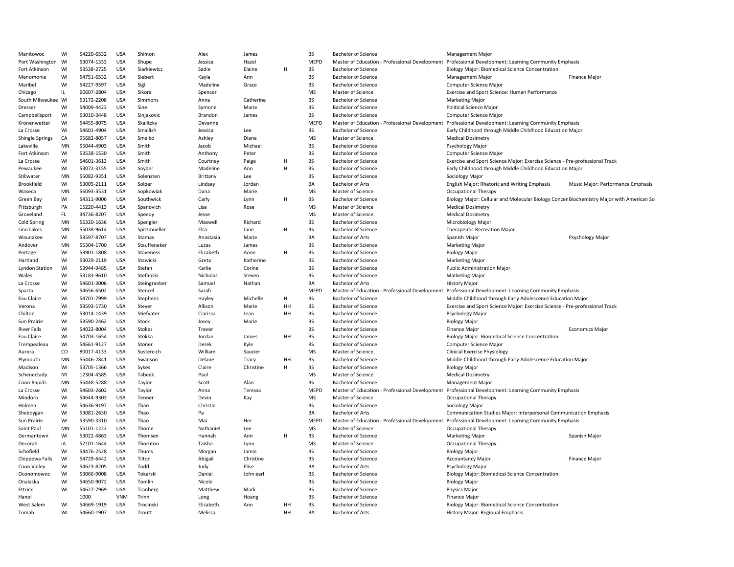| | | | | | | | | | | | |
|---|---|---|---|---|---|---|---|---|---|---|---|
| Manitowoc | WI | 54220-6532 | USA | Shimon | Alex | James | | BS | Bachelor of Science | Management Major | |
| Port Washington | WI | 53074-1333 | USA | Shupe | Jessica | Hazel | | MEPD | Master of Education - Professional Development | Professional Development: Learning Community Emphasis | |
| Fort Atkinson | WI | 53538-2725 | USA | Siarkiewicz | Sadie | Elaine | H | BS | Bachelor of Science | Biology Major: Biomedical Science Concentration | |
| Menomonie | WI | 54751-6532 | USA | Siebert | Kayla | Ann | | BS | Bachelor of Science | Management Major | Finance Major |
| Maribel | WI | 54227-9597 | USA | Sigl | Madeline | Grace | | BS | Bachelor of Science | Computer Science Major | |
| Chicago | IL | 60607-2804 | USA | Sikora | Spencer | | | MS | Master of Science | Exercise and Sport Science: Human Performance | |
| South Milwaukee | WI | 53172-2208 | USA | Simmons | Anna | Catherine | | BS | Bachelor of Science | Marketing Major | |
| Dresser | WI | 54009-4423 | USA | Sine | Symone | Marie | | BS | Bachelor of Science | Political Science Major | |
| Campbellsport | WI | 53010-3448 | USA | Sinjakovic | Brandon | James | | BS | Bachelor of Science | Computer Science Major | |
| Kronenwetter | WI | 54455-8075 | USA | Skalitzky | Devanne | | | MEPD | Master of Education - Professional Development | Professional Development: Learning Community Emphasis | |
| La Crosse | WI | 54601-4904 | USA | Smallish | Jessica | Lee | | BS | Bachelor of Science | Early Childhood through Middle Childhood Education Major | |
| Shingle Springs | CA | 95682-8057 | USA | Smelko | Ashley | Diane | | MS | Master of Science | Medical Dosimetry | |
| Lakeville | MN | 55044-4903 | USA | Smith | Jacob | Michael | | BS | Bachelor of Science | Psychology Major | |
| Fort Atkinson | WI | 53538-1530 | USA | Smith | Anthony | Peter | | BS | Bachelor of Science | Computer Science Major | |
| La Crosse | WI | 54601-3613 | USA | Smith | Courtney | Paige | H | BS | Bachelor of Science | Exercise and Sport Science Major: Exercise Science - Pre-professional Track | |
| Pewaukee | WI | 53072-3155 | USA | Snyder | Madeline | Ann | H | BS | Bachelor of Science | Early Childhood through Middle Childhood Education Major | |
| Stillwater | MN | 55082-9351 | USA | Solensten | Brittany | Lee | | BS | Bachelor of Science | Sociology Major | |
| Brookfield | WI | 53005-2111 | USA | Solper | Lindsay | Jordan | | BA | Bachelor of Arts | English Major: Rhetoric and Writing Emphasis | Music Major: Performance Emphasis |
| Waseca | MN | 56093-3531 | USA | Sopkowiak | Dana | Marie | | MS | Master of Science | Occupational Therapy | |
| Green Bay | WI | 54311-9006 | USA | Southwick | Carly | Lynn | H | BS | Bachelor of Science | Biology Major: Cellular and Molecular Biology Concen | Biochemistry Major with American So |
| Pittsburgh | PA | 15220-4413 | USA | Spanovich | Lisa | Rose | | MS | Master of Science | Medical Dosimetry | |
| Groveland | FL | 34736-8207 | USA | Speedy | Jesse | | | MS | Master of Science | Medical Dosimetry | |
| Cold Spring | MN | 56320-1636 | USA | Spengler | Maxwell | Richard | | BS | Bachelor of Science | Microbiology Major | |
| Lino Lakes | MN | 55038-9614 | USA | Spitzmueller | Elsa | Jane | H | BS | Bachelor of Science | Therapeutic Recreation Major | |
| Waunakee | WI | 53597-8707 | USA | Stamas | Anastasia | Marie | | BA | Bachelor of Arts | Spanish Major | Psychology Major |
| Andover | MN | 55304-1700 | USA | Stauffeneker | Lucas | James | | BS | Bachelor of Science | Marketing Major | |
| Portage | WI | 53901-1808 | USA | Staveness | Elizabeth | Anne | H | BS | Bachelor of Science | Biology Major | |
| Hartland | WI | 53029-2119 | USA | Stawicki | Greta | Katherine | | BS | Bachelor of Science | Marketing Major | |
| Lyndon Station | WI | 53944-9485 | USA | Stefan | Karlie | Corine | | BS | Bachelor of Science | Public Administration Major | |
| Wales | WI | 53183-9610 | USA | Stefanski | Nicholas | Steven | | BS | Bachelor of Science | Marketing Major | |
| La Crosse | WI | 54601-3006 | USA | Steingraeber | Samuel | Nathan | | BA | Bachelor of Arts | History Major | |
| Sparta | WI | 54656-6502 | USA | Stencel | Sarah | | | MEPD | Master of Education - Professional Development | Professional Development: Learning Community Emphasis | |
| Eau Claire | WI | 54701-7999 | USA | Stephens | Hayley | Michelle | H | BS | Bachelor of Science | Middle Childhood through Early Adolescence Education Major | |
| Verona | WI | 53593-1730 | USA | Steyer | Allison | Marie | HH | BS | Bachelor of Science | Exercise and Sport Science Major: Exercise Science - Pre-professional Track | |
| Chilton | WI | 53014-1439 | USA | Stiefvater | Clarissa | Jean | HH | BS | Bachelor of Science | Psychology Major | |
| Sun Prairie | WI | 53590-2462 | USA | Stock | Josey | Marie | | BS | Bachelor of Science | Biology Major | |
| River Falls | WI | 54022-8004 | USA | Stokes | Trevor | | | BS | Bachelor of Science | Finance Major | Economics Major |
| Eau Claire | WI | 54703-1654 | USA | Stokka | Jordan | James | HH | BS | Bachelor of Science | Biology Major: Biomedical Science Concentration | |
| Trempealeau | WI | 54661-9127 | USA | Stoner | Derek | Kyle | | BS | Bachelor of Science | Computer Science Major | |
| Aurora | CO | 80017-4133 | USA | Sustercich | William | Saucier | | MS | Master of Science | Clinical Exercise Physiology | |
| Plymouth | MN | 55446-2841 | USA | Swanson | Delane | Tracy | HH | BS | Bachelor of Science | Middle Childhood through Early Adolescence Education Major | |
| Madison | WI | 53705-1366 | USA | Sykes | Claire | Christine | H | BS | Bachelor of Science | Biology Major | |
| Schenectady | NY | 12304-4585 | USA | Tabeek | Paul | | | MS | Master of Science | Medical Dosimetry | |
| Coon Rapids | MN | 55448-5288 | USA | Taylor | Scott | Alan | | BS | Bachelor of Science | Management Major | |
| La Crosse | WI | 54603-2602 | USA | Taylor | Anna | Teressa | | MEPD | Master of Education - Professional Development | Professional Development: Learning Community Emphasis | |
| Mindoro | WI | 54644-9303 | USA | Tenner | Devin | Kay | | MS | Master of Science | Occupational Therapy | |
| Holmen | WI | 54636-9197 | USA | Thao | Christie | | | BS | Bachelor of Science | Sociology Major | |
| Sheboygan | WI | 53081-2630 | USA | Thao | Pa | | | BA | Bachelor of Arts | Communication Studies Major: Interpersonal Communication Emphasis | |
| Sun Prairie | WI | 53590-3310 | USA | Thao | Mai | Her | | MEPD | Master of Education - Professional Development | Professional Development: Learning Community Emphasis | |
| Saint Paul | MN | 55101-1223 | USA | Thome | Nathaniel | Lee | | MS | Master of Science | Occupational Therapy | |
| Germantown | WI | 53022-4863 | USA | Thomsen | Hannah | Ann | H | BS | Bachelor of Science | Marketing Major | Spanish Major |
| Decorah | IA | 52101-1644 | USA | Thornton | Taisha | Lynn | | MS | Master of Science | Occupational Therapy | |
| Schofield | WI | 54476-2528 | USA | Thums | Morgan | Jamie | | BS | Bachelor of Science | Biology Major | |
| Chippewa Falls | WI | 54729-6442 | USA | Tilton | Abigail | Christine | | BS | Bachelor of Science | Accountancy Major | Finance Major |
| Coon Valley | WI | 54623-8205 | USA | Todd | Judy | Elise | | BA | Bachelor of Arts | Psychology Major | |
| Oconomowoc | WI | 53066-9008 | USA | Tokarski | Daniel | John earl | | BS | Bachelor of Science | Biology Major: Biomedical Science Concentration | |
| Onalaska | WI | 54650-9072 | USA | Tomlin | Nicole | | | BS | Bachelor of Science | Biology Major | |
| Ettrick | WI | 54627-7969 | USA | Tranberg | Matthew | Mark | | BS | Bachelor of Science | Physics Major | |
| Hanoi | | 1000 | VNM | Trinh | Long | Hoang | | BS | Bachelor of Science | Finance Major | |
| West Salem | WI | 54669-1919 | USA | Trocinski | Elizabeth | Ann | HH | BS | Bachelor of Science | Biology Major: Biomedical Science Concentration | |
| Tomah | WI | 54660-1907 | USA | Troutt | Melissa | | HH | BA | Bachelor of Arts | History Major: Regional Emphasis | |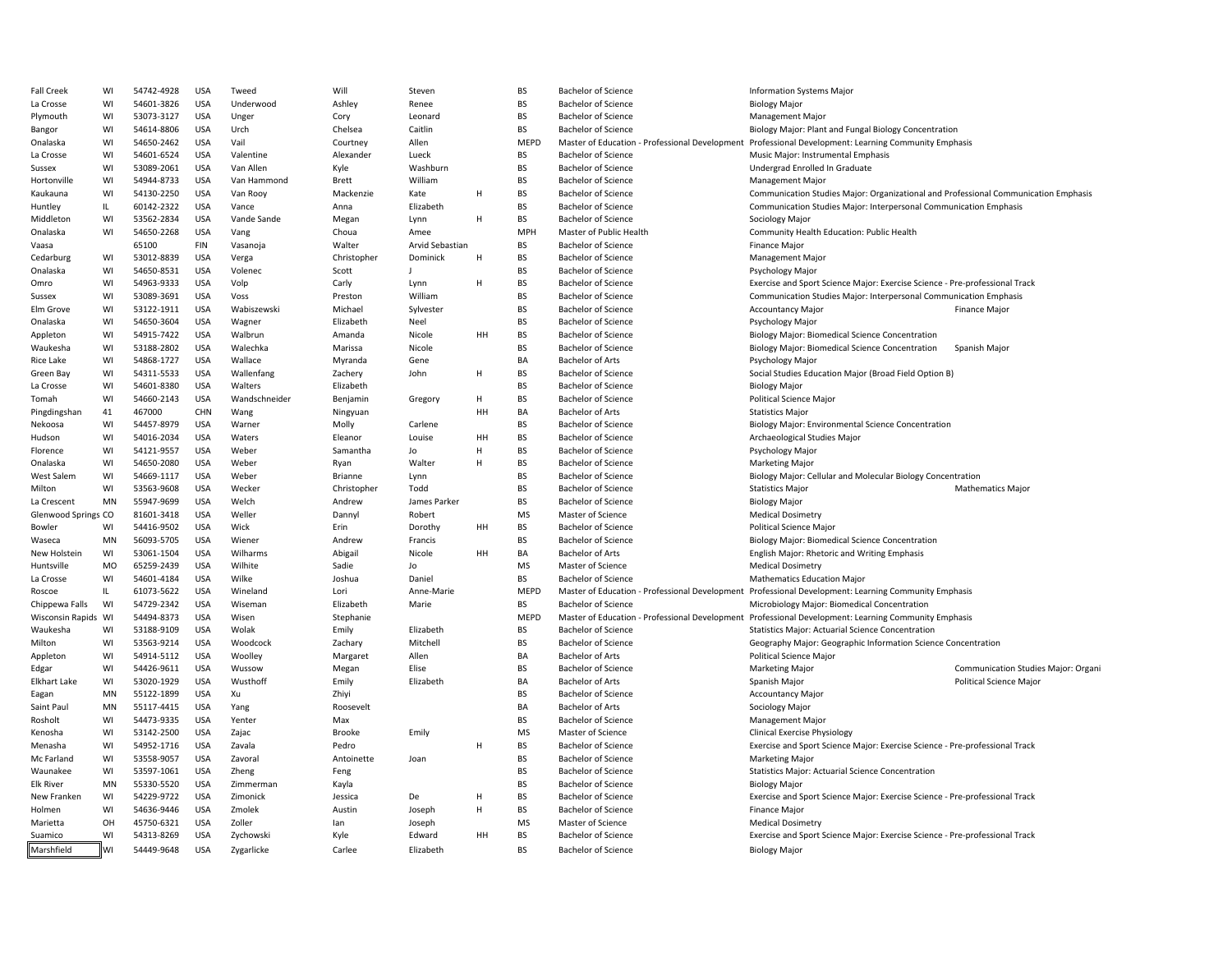| | | | | | | | | | | | | |
|---|---|---|---|---|---|---|---|---|---|---|---|---|
| Fall Creek | WI | 54742-4928 | USA | Tweed | Will | Steven | | BS | Bachelor of Science | Information Systems Major | | |
| La Crosse | WI | 54601-3826 | USA | Underwood | Ashley | Renee | | BS | Bachelor of Science | Biology Major | | |
| Plymouth | WI | 53073-3127 | USA | Unger | Cory | Leonard | | BS | Bachelor of Science | Management Major | | |
| Bangor | WI | 54614-8806 | USA | Urch | Chelsea | Caitlin | | BS | Bachelor of Science | Biology Major: Plant and Fungal Biology Concentration | | |
| Onalaska | WI | 54650-2462 | USA | Vail | Courtney | Allen | | MEPD | Master of Education - Professional Development | Professional Development: Learning Community Emphasis | | |
| La Crosse | WI | 54601-6524 | USA | Valentine | Alexander | Lueck | | BS | Bachelor of Science | Music Major: Instrumental Emphasis | | |
| Sussex | WI | 53089-2061 | USA | Van Allen | Kyle | Washburn | | BS | Bachelor of Science | Undergrad Enrolled In Graduate | | |
| Hortonville | WI | 54944-8733 | USA | Van Hammond | Brett | William | | BS | Bachelor of Science | Management Major | | |
| Kaukauna | WI | 54130-2250 | USA | Van Rooy | Mackenzie | Kate | H | BS | Bachelor of Science | Communication Studies Major: Organizational and Professional Communication Emphasis | | |
| Huntley | IL | 60142-2322 | USA | Vance | Anna | Elizabeth | | BS | Bachelor of Science | Communication Studies Major: Interpersonal Communication Emphasis | | |
| Middleton | WI | 53562-2834 | USA | Vande Sande | Megan | Lynn | H | BS | Bachelor of Science | Sociology Major | | |
| Onalaska | WI | 54650-2268 | USA | Vang | Choua | Amee | | MPH | Master of Public Health | Community Health Education: Public Health | | |
| Vaasa | | 65100 | FIN | Vasanoja | Walter | Arvid Sebastian | | BS | Bachelor of Science | Finance Major | | |
| Cedarburg | WI | 53012-8839 | USA | Verga | Christopher | Dominick | H | BS | Bachelor of Science | Management Major | | |
| Onalaska | WI | 54650-8531 | USA | Volenec | Scott | J | | BS | Bachelor of Science | Psychology Major | | |
| Omro | WI | 54963-9333 | USA | Volp | Carly | Lynn | H | BS | Bachelor of Science | Exercise and Sport Science Major: Exercise Science - Pre-professional Track | | |
| Sussex | WI | 53089-3691 | USA | Voss | Preston | William | | BS | Bachelor of Science | Communication Studies Major: Interpersonal Communication Emphasis | | |
| Elm Grove | WI | 53122-1911 | USA | Wabiszewski | Michael | Sylvester | | BS | Bachelor of Science | Accountancy Major | Finance Major | |
| Onalaska | WI | 54650-3604 | USA | Wagner | Elizabeth | Neel | | BS | Bachelor of Science | Psychology Major | | |
| Appleton | WI | 54915-7422 | USA | Walbrun | Amanda | Nicole | HH | BS | Bachelor of Science | Biology Major: Biomedical Science Concentration | | |
| Waukesha | WI | 53188-2802 | USA | Walechka | Marissa | Nicole | | BS | Bachelor of Science | Biology Major: Biomedical Science Concentration | Spanish Major | |
| Rice Lake | WI | 54868-1727 | USA | Wallace | Myranda | Gene | | BA | Bachelor of Arts | Psychology Major | | |
| Green Bay | WI | 54311-5533 | USA | Wallenfang | Zachery | John | H | BS | Bachelor of Science | Social Studies Education Major (Broad Field Option B) | | |
| La Crosse | WI | 54601-8380 | USA | Walters | Elizabeth | | | BS | Bachelor of Science | Biology Major | | |
| Tomah | WI | 54660-2143 | USA | Wandschneider | Benjamin | Gregory | H | BS | Bachelor of Science | Political Science Major | | |
| Pingdingshan | 41 | 467000 | CHN | Wang | Ningyuan | | HH | BA | Bachelor of Arts | Statistics Major | | |
| Nekoosa | WI | 54457-8979 | USA | Warner | Molly | Carlene | | BS | Bachelor of Science | Biology Major: Environmental Science Concentration | | |
| Hudson | WI | 54016-2034 | USA | Waters | Eleanor | Louise | HH | BS | Bachelor of Science | Archaeological Studies Major | | |
| Florence | WI | 54121-9557 | USA | Weber | Samantha | Jo | H | BS | Bachelor of Science | Psychology Major | | |
| Onalaska | WI | 54650-2080 | USA | Weber | Ryan | Walter | H | BS | Bachelor of Science | Marketing Major | | |
| West Salem | WI | 54669-1117 | USA | Weber | Brianne | Lynn | | BS | Bachelor of Science | Biology Major: Cellular and Molecular Biology Concentration | | |
| Milton | WI | 53563-9608 | USA | Wecker | Christopher | Todd | | BS | Bachelor of Science | Statistics Major | Mathematics Major | |
| La Crescent | MN | 55947-9699 | USA | Welch | Andrew | James Parker | | BS | Bachelor of Science | Biology Major | | |
| Glenwood Springs | CO | 81601-3418 | USA | Weller | Dannyl | Robert | | MS | Master of Science | Medical Dosimetry | | |
| Bowler | WI | 54416-9502 | USA | Wick | Erin | Dorothy | HH | BS | Bachelor of Science | Political Science Major | | |
| Waseca | MN | 56093-5705 | USA | Wiener | Andrew | Francis | | BS | Bachelor of Science | Biology Major: Biomedical Science Concentration | | |
| New Holstein | WI | 53061-1504 | USA | Wilharms | Abigail | Nicole | HH | BA | Bachelor of Arts | English Major: Rhetoric and Writing Emphasis | | |
| Huntsville | MO | 65259-2439 | USA | Wilhite | Sadie | Jo | | MS | Master of Science | Medical Dosimetry | | |
| La Crosse | WI | 54601-4184 | USA | Wilke | Joshua | Daniel | | BS | Bachelor of Science | Mathematics Education Major | | |
| Roscoe | IL | 61073-5622 | USA | Wineland | Lori | Anne-Marie | | MEPD | Master of Education - Professional Development | Professional Development: Learning Community Emphasis | | |
| Chippewa Falls | WI | 54729-2342 | USA | Wiseman | Elizabeth | Marie | | BS | Bachelor of Science | Microbiology Major: Biomedical Concentration | | |
| Wisconsin Rapids | WI | 54494-8373 | USA | Wisen | Stephanie | | | MEPD | Master of Education - Professional Development | Professional Development: Learning Community Emphasis | | |
| Waukesha | WI | 53188-9109 | USA | Wolak | Emily | Elizabeth | | BS | Bachelor of Science | Statistics Major: Actuarial Science Concentration | | |
| Milton | WI | 53563-9214 | USA | Woodcock | Zachary | Mitchell | | BS | Bachelor of Science | Geography Major: Geographic Information Science Concentration | | |
| Appleton | WI | 54914-5112 | USA | Woolley | Margaret | Allen | | BA | Bachelor of Arts | Political Science Major | | |
| Edgar | WI | 54426-9611 | USA | Wussow | Megan | Elise | | BS | Bachelor of Science | Marketing Major | | Communication Studies Major: Organi |
| Elkhart Lake | WI | 53020-1929 | USA | Wusthoff | Emily | Elizabeth | | BA | Bachelor of Arts | Spanish Major | Political Science Major | |
| Eagan | MN | 55122-1899 | USA | Xu | Zhiyi | | | BS | Bachelor of Science | Accountancy Major | | |
| Saint Paul | MN | 55117-4415 | USA | Yang | Roosevelt | | | BA | Bachelor of Arts | Sociology Major | | |
| Rosholt | WI | 54473-9335 | USA | Yenter | Max | | | BS | Bachelor of Science | Management Major | | |
| Kenosha | WI | 53142-2500 | USA | Zajac | Brooke | Emily | | MS | Master of Science | Clinical Exercise Physiology | | |
| Menasha | WI | 54952-1716 | USA | Zavala | Pedro | | H | BS | Bachelor of Science | Exercise and Sport Science Major: Exercise Science - Pre-professional Track | | |
| Mc Farland | WI | 53558-9057 | USA | Zavoral | Antoinette | Joan | | BS | Bachelor of Science | Marketing Major | | |
| Waunakee | WI | 53597-1061 | USA | Zheng | Feng | | | BS | Bachelor of Science | Statistics Major: Actuarial Science Concentration | | |
| Elk River | MN | 55330-5520 | USA | Zimmerman | Kayla | | | BS | Bachelor of Science | Biology Major | | |
| New Franken | WI | 54229-9722 | USA | Zimonick | Jessica | De | H | BS | Bachelor of Science | Exercise and Sport Science Major: Exercise Science - Pre-professional Track | | |
| Holmen | WI | 54636-9446 | USA | Zmolek | Austin | Joseph | H | BS | Bachelor of Science | Finance Major | | |
| Marietta | OH | 45750-6321 | USA | Zoller | Ian | Joseph | | MS | Master of Science | Medical Dosimetry | | |
| Suamico | WI | 54313-8269 | USA | Zychowski | Kyle | Edward | HH | BS | Bachelor of Science | Exercise and Sport Science Major: Exercise Science - Pre-professional Track | | |
| Marshfield | WI | 54449-9648 | USA | Zygarlicke | Carlee | Elizabeth | | BS | Bachelor of Science | Biology Major | | |